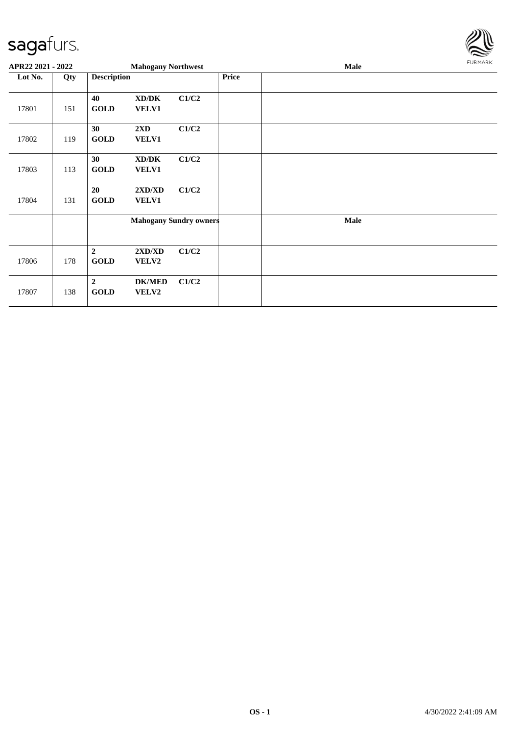**APR22 2021 - 2022** | **Mahogany Northwest** | **Male**

| Lot No. | Qty | Description | | | Price | |
|---|---|---|---|---|---|---|
| 17801 | 151 | 40 GOLD | XD/DK VELV1 | C1/C2 | | |
| 17802 | 119 | 30 GOLD | 2XD VELV1 | C1/C2 | | |
| 17803 | 113 | 30 GOLD | XD/DK VELV1 | C1/C2 | | |
| 17804 | 131 | 20 GOLD | 2XD/XD VELV1 | C1/C2 | | |
| | | **Mahogany Sundry owners** | | | | **Male** |
| 17806 | 178 | 2 GOLD | 2XD/XD VELV2 | C1/C2 | | |
| 17807 | 138 | 2 GOLD | DK/MED VELV2 | C1/C2 | | |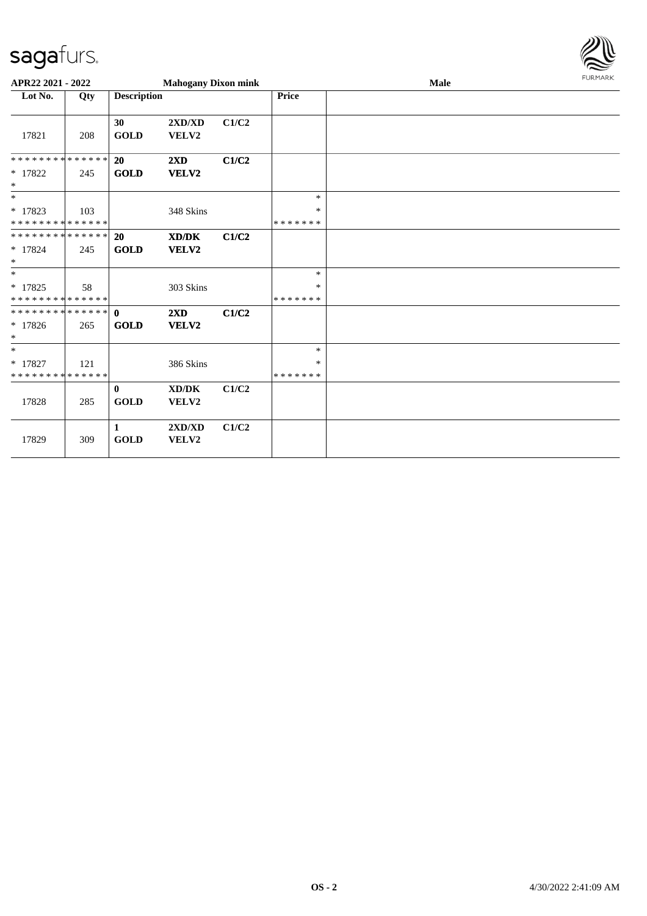APR22 2021 - 2022 **Mahogany Dixon mink** **Male**

| Lot No. | Qty | Description | | | Price | |
|---|---|---|---|---|---|---|
| 17821 | 208 | **30** **GOLD** | **2XD/XD** **VELV2** | **C1/C2** | | |
| * * * * * * * * * * * * * * <br> * 17822 <br> * | 245 | **20** **GOLD** | **2XD** **VELV2** | **C1/C2** | | |
| * <br> * 17823 <br> * * * * * * * * * * * * * * | 103 | | 348 Skins | | * <br> * <br> * * * * * * * | |
| * * * * * * * * * * * * * * <br> * 17824 <br> * | 245 | **20** **GOLD** | **XD/DK** **VELV2** | **C1/C2** | | |
| * <br> * 17825 <br> * * * * * * * * * * * * * * | 58 | | 303 Skins | | * <br> * <br> * * * * * * * | |
| * * * * * * * * * * * * * * <br> * 17826 <br> * | 265 | **0** **GOLD** | **2XD** **VELV2** | **C1/C2** | | |
| * <br> * 17827 <br> * * * * * * * * * * * * * * | 121 | | 386 Skins | | * <br> * <br> * * * * * * * | |
| 17828 | 285 | **0** **GOLD** | **XD/DK** **VELV2** | **C1/C2** | | |
| 17829 | 309 | **1** **GOLD** | **2XD/XD** **VELV2** | **C1/C2** | | |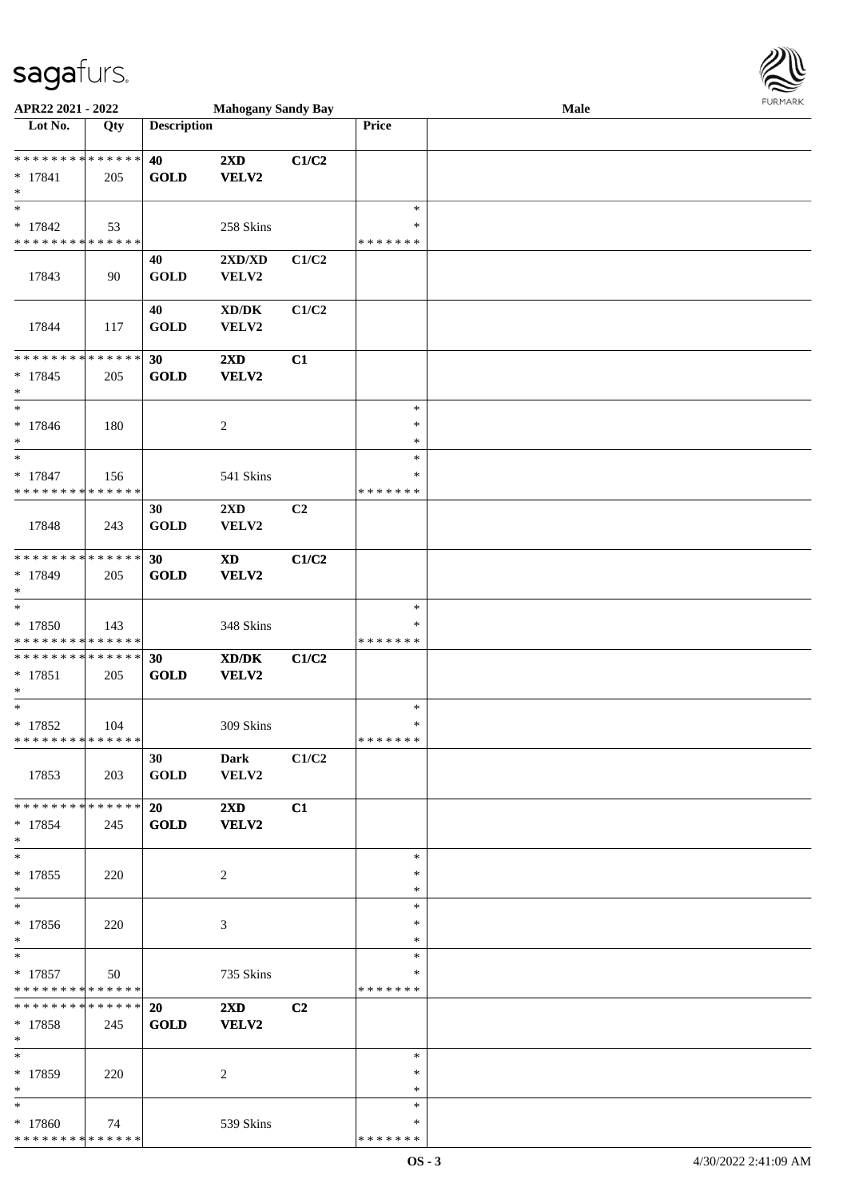APR22 2021 - 2022 — Mahogany Sandy Bay — Male

| Lot No. | Qty | Description | | | Price | |
|---|---|---|---|---|---|---|
| * * * * * * * * * * * * * * | | 40 | 2XD | C1/C2 | | |
| * 17841 | 205 | GOLD | VELV2 | | | |
| * | | | | | | |
| * | | | | | * | |
| * 17842 | 53 | | 258 Skins | | * | |
| * * * * * * * * * * * * * * | | | | | * * * * * * * | |
| | | 40 | 2XD/XD | C1/C2 | | |
| 17843 | 90 | GOLD | VELV2 | | | |
| | | 40 | XD/DK | C1/C2 | | |
| 17844 | 117 | GOLD | VELV2 | | | |
| * * * * * * * * * * * * * * | | 30 | 2XD | C1 | | |
| * 17845 | 205 | GOLD | VELV2 | | | |
| * | | | | | | |
| * | | | | | * | |
| * 17846 | 180 | | 2 | | * | |
| * | | | | | * | |
| * | | | | | * | |
| * 17847 | 156 | | 541 Skins | | * | |
| * * * * * * * * * * * * * * | | | | | * * * * * * * | |
| | | 30 | 2XD | C2 | | |
| 17848 | 243 | GOLD | VELV2 | | | |
| * * * * * * * * * * * * * * | | 30 | XD | C1/C2 | | |
| * 17849 | 205 | GOLD | VELV2 | | | |
| * | | | | | | |
| * | | | | | * | |
| * 17850 | 143 | | 348 Skins | | * | |
| * * * * * * * * * * * * * * | | | | | * * * * * * * | |
| * * * * * * * * * * * * * * | | 30 | XD/DK | C1/C2 | | |
| * 17851 | 205 | GOLD | VELV2 | | | |
| * | | | | | | |
| * | | | | | * | |
| * 17852 | 104 | | 309 Skins | | * | |
| * * * * * * * * * * * * * * | | | | | * * * * * * * | |
| | | 30 | Dark | C1/C2 | | |
| 17853 | 203 | GOLD | VELV2 | | | |
| * * * * * * * * * * * * * * | | 20 | 2XD | C1 | | |
| * 17854 | 245 | GOLD | VELV2 | | | |
| * | | | | | | |
| * | | | | | * | |
| * 17855 | 220 | | 2 | | * | |
| * | | | | | * | |
| * | | | | | * | |
| * 17856 | 220 | | 3 | | * | |
| * | | | | | * | |
| * | | | | | * | |
| * 17857 | 50 | | 735 Skins | | * | |
| * * * * * * * * * * * * * * | | | | | * * * * * * * | |
| * * * * * * * * * * * * * * | | 20 | 2XD | C2 | | |
| * 17858 | 245 | GOLD | VELV2 | | | |
| * | | | | | | |
| * | | | | | * | |
| * 17859 | 220 | | 2 | | * | |
| * | | | | | * | |
| * | | | | | * | |
| * 17860 | 74 | | 539 Skins | | * | |
| * * * * * * * * * * * * * * | | | | | * * * * * * * | |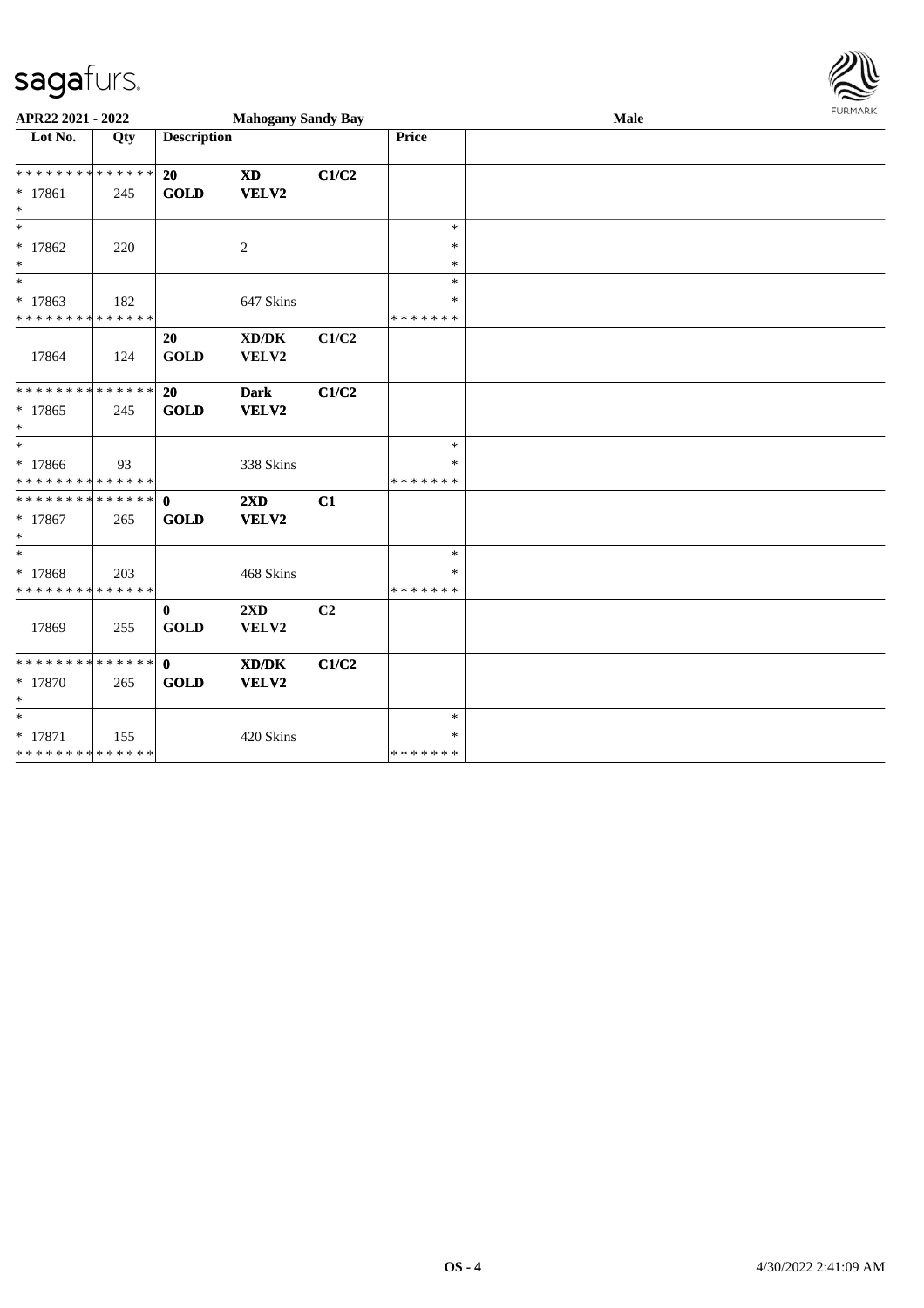APR22 2021 - 2022 | Mahogany Sandy Bay | Male

| Lot No. | Qty | Description | | | Price | |
|---|---|---|---|---|---|---|
| ************** | | **20** | **XD** | **C1/C2** | | |
| * 17861 | 245 | **GOLD** | **VELV2** | | | |
| * | | | | | | |
| * | | | | | * | |
| * 17862 | 220 | | 2 | | * | |
| * | | | | | * | |
| * | | | | | * | |
| * 17863 | 182 | | 647 Skins | | * | |
| ************** | | | | | ******* | |
| | | 20 | XD/DK | C1/C2 | | |
| 17864 | 124 | GOLD | VELV2 | | | |
| ************** | | **20** | **Dark** | **C1/C2** | | |
| * 17865 | 245 | **GOLD** | **VELV2** | | | |
| * | | | | | | |
| * | | | | | * | |
| * 17866 | 93 | | 338 Skins | | * | |
| ************** | | | | | ******* | |
| ************** | | **0** | **2XD** | **C1** | | |
| * 17867 | 265 | **GOLD** | **VELV2** | | | |
| * | | | | | | |
| * | | | | | * | |
| * 17868 | 203 | | 468 Skins | | * | |
| ************** | | | | | ******* | |
| | | 0 | 2XD | C2 | | |
| 17869 | 255 | GOLD | VELV2 | | | |
| ************** | | **0** | **XD/DK** | **C1/C2** | | |
| * 17870 | 265 | **GOLD** | **VELV2** | | | |
| * | | | | | | |
| * | | | | | * | |
| * 17871 | 155 | | 420 Skins | | * | |
| ************** | | | | | ******* | |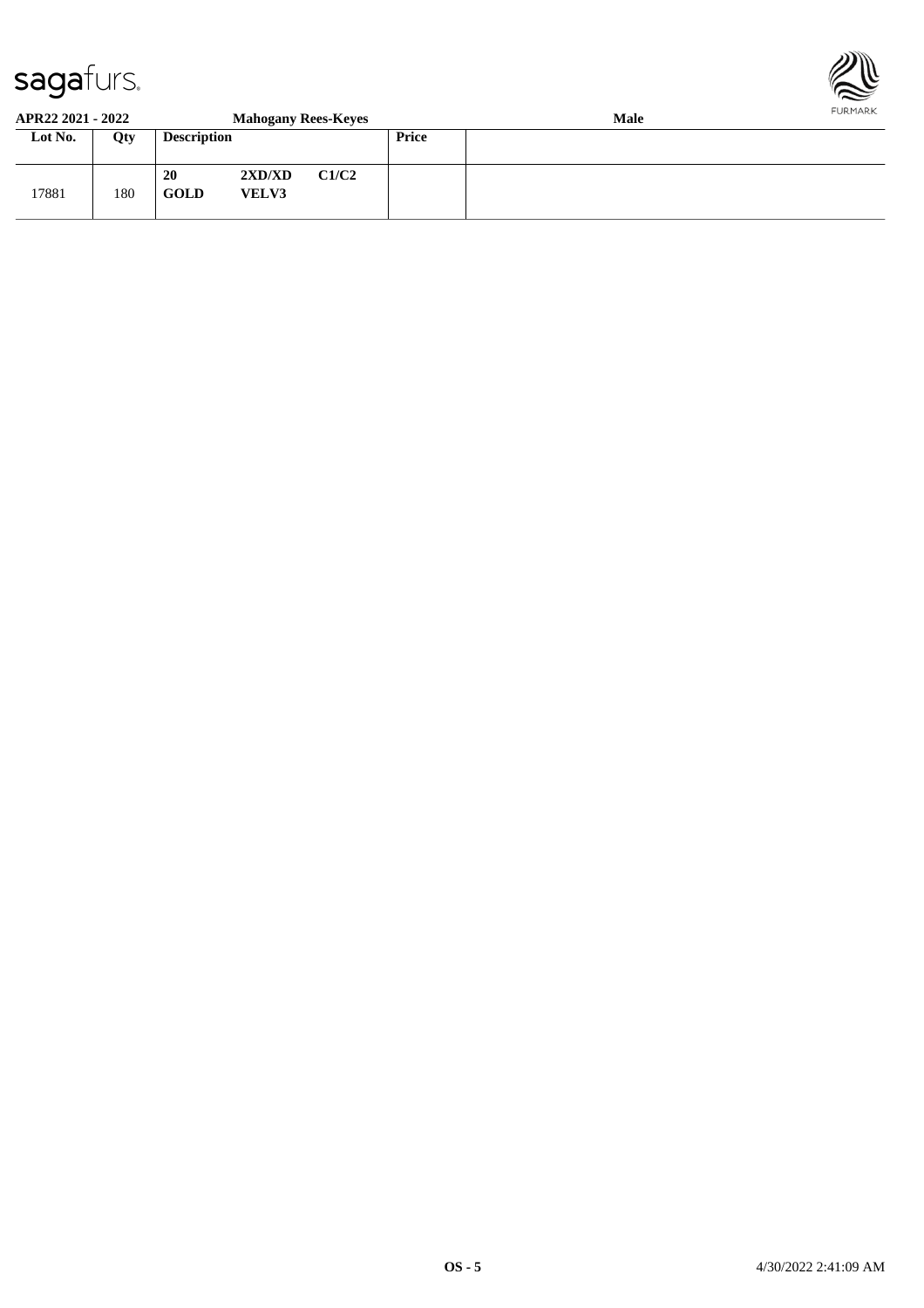APR22 2021 - 2022 | Mahogany Rees-Keyes | Male

| Lot No. | Qty | Description | | | Price | |
|---|---|---|---|---|---|---|
| 17881 | 180 | **20** **GOLD** | **2XD/XD** **VELV3** | **C1/C2** | | |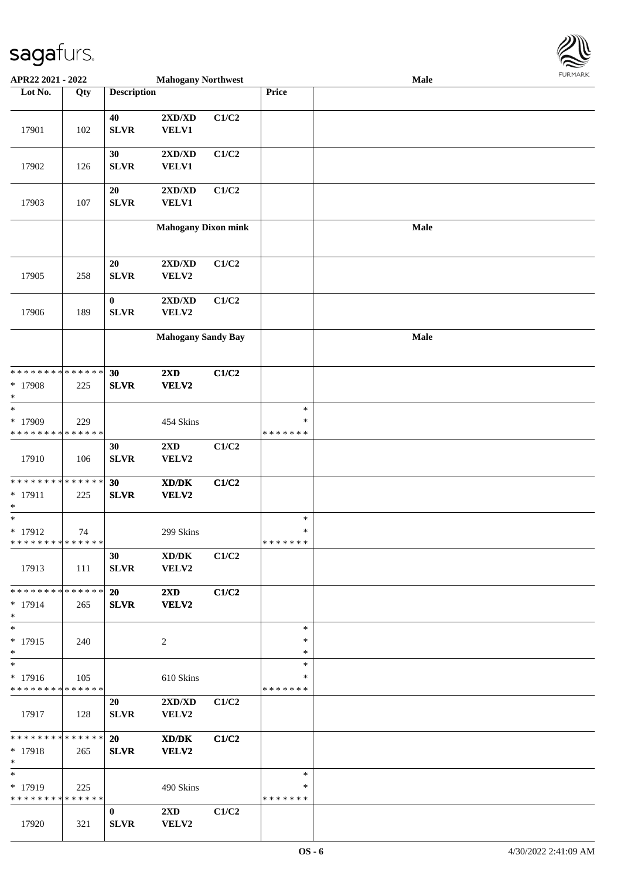APR22 2021 - 2022 — Mahogany Northwest — Male

| Lot No. | Qty | Description | | | Price | |
|---|---|---|---|---|---|---|
| 17901 | 102 | 40 SLVR | 2XD/XD VELV1 | C1/C2 | | |
| 17902 | 126 | 30 SLVR | 2XD/XD VELV1 | C1/C2 | | |
| 17903 | 107 | 20 SLVR | 2XD/XD VELV1 | C1/C2 | | |
| | | Mahogany Dixon mink | | | | Male |
| 17905 | 258 | 20 SLVR | 2XD/XD VELV2 | C1/C2 | | |
| 17906 | 189 | 0 SLVR | 2XD/XD VELV2 | C1/C2 | | |
| | | Mahogany Sandy Bay | | | | Male |
| * * * * * * * * * * * * * * <br>* 17908<br>* | 225 | **30 SLVR** | **2XD VELV2** | **C1/C2** | | |
| *<br>* 17909<br>* * * * * * * * * * * * * * | 229 | | 454 Skins | | *<br>*<br>* * * * * * * | |
| 17910 | 106 | 30 SLVR | 2XD VELV2 | C1/C2 | | |
| * * * * * * * * * * * * * * <br>* 17911<br>* | 225 | **30 SLVR** | **XD/DK VELV2** | **C1/C2** | | |
| *<br>* 17912<br>* * * * * * * * * * * * * * | 74 | | 299 Skins | | *<br>*<br>* * * * * * * | |
| 17913 | 111 | 30 SLVR | XD/DK VELV2 | C1/C2 | | |
| * * * * * * * * * * * * * * <br>* 17914<br>* | 265 | **20 SLVR** | **2XD VELV2** | **C1/C2** | | |
| *<br>* 17915<br>* | 240 | | 2 | | *<br>*<br>* | |
| *<br>* 17916<br>* * * * * * * * * * * * * * | 105 | | 610 Skins | | *<br>*<br>* * * * * * * | |
| 17917 | 128 | 20 SLVR | 2XD/XD VELV2 | C1/C2 | | |
| * * * * * * * * * * * * * * <br>* 17918<br>* | 265 | **20 SLVR** | **XD/DK VELV2** | **C1/C2** | | |
| *<br>* 17919<br>* * * * * * * * * * * * * * | 225 | | 490 Skins | | *<br>*<br>* * * * * * * | |
| 17920 | 321 | 0 SLVR | 2XD VELV2 | C1/C2 | | |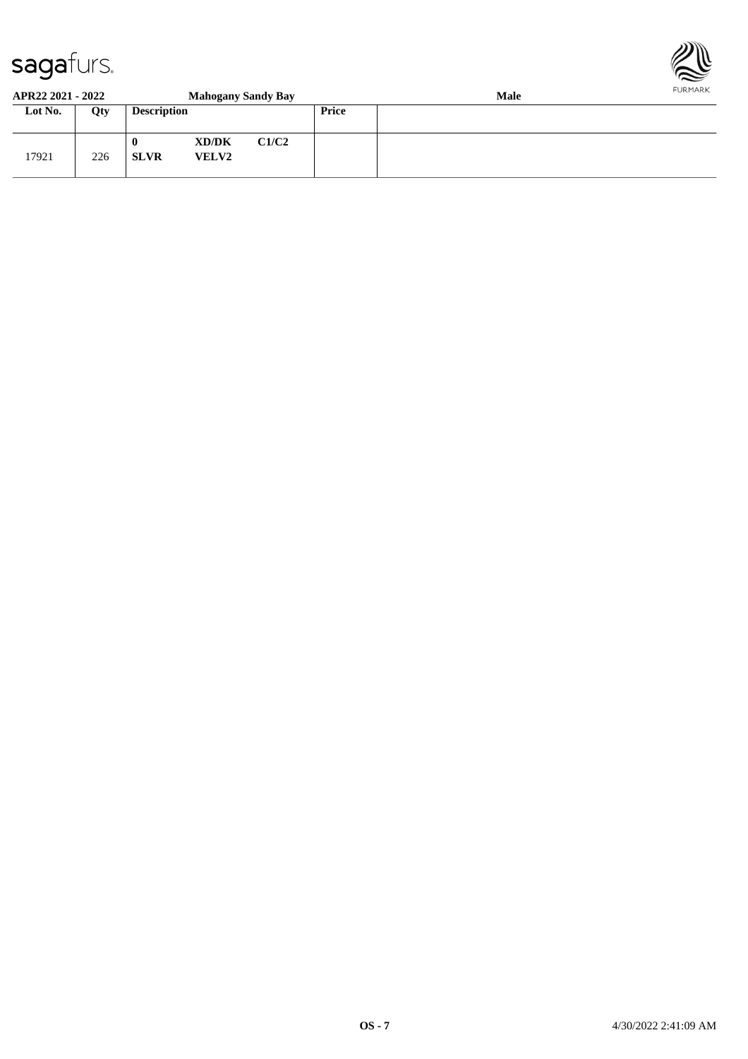**APR22 2021 - 2022** **Mahogany Sandy Bay** **Male**

| Lot No. | Qty | Description | | | Price | |
|---|---|---|---|---|---|---|
| 17921 | 226 | **0** **SLVR** | **XD/DK** **VELV2** | **C1/C2** | | |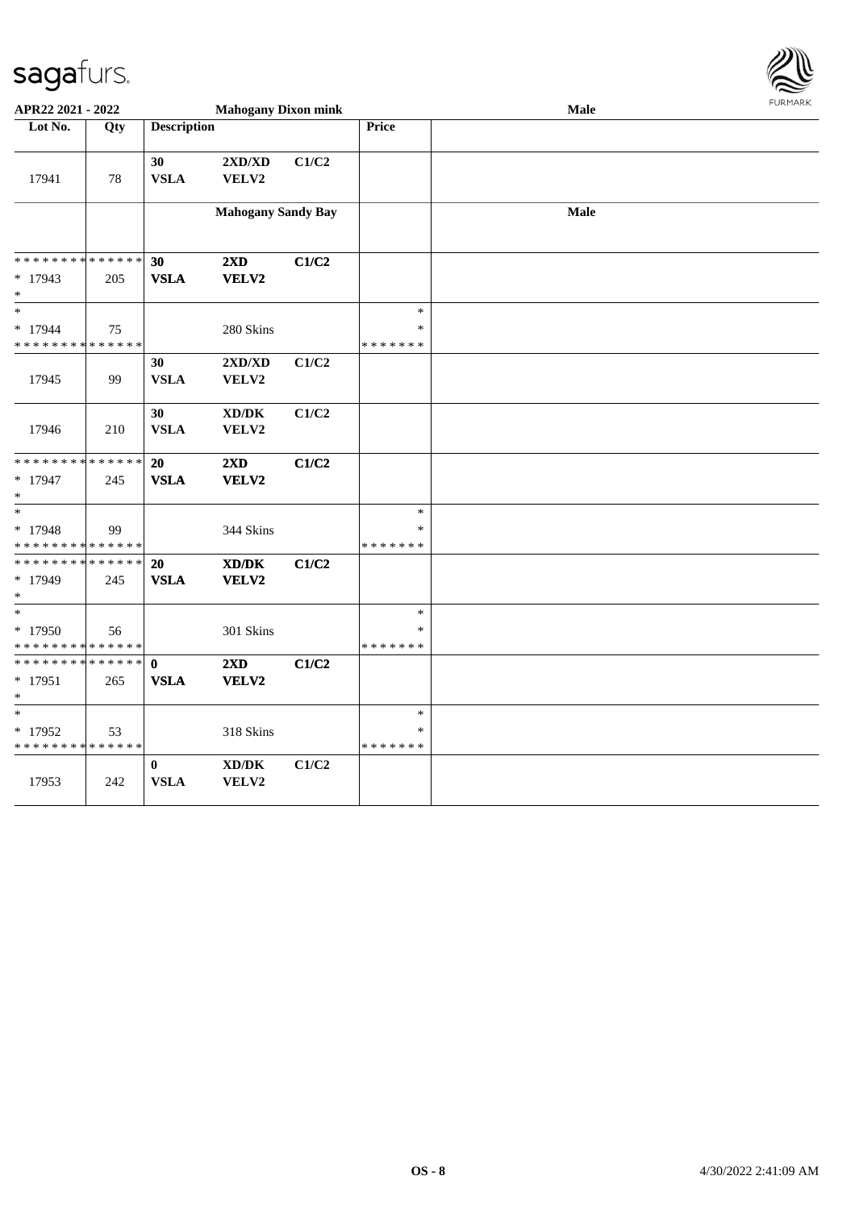| Lot No. | Qty | Description | | | Price | |
|---|---|---|---|---|---|---|
| | | **Mahogany Dixon mink** | | | | **Male** |
| 17941 | 78 | 30 VSLA | 2XD/XD VELV2 | C1/C2 | | |
| | | **Mahogany Sandy Bay** | | | | **Male** |
| * * * * * * * * * * * * * * * 17943 * | 205 | **30 VSLA** | **2XD VELV2** | **C1/C2** | | |
| * * 17944 * * * * * * * * * * * * * * | 75 | | 280 Skins | | * * * * * * * * * | |
| 17945 | 99 | 30 VSLA | 2XD/XD VELV2 | C1/C2 | | |
| 17946 | 210 | 30 VSLA | XD/DK VELV2 | C1/C2 | | |
| * * * * * * * * * * * * * * * 17947 * | 245 | **20 VSLA** | **2XD VELV2** | **C1/C2** | | |
| * * 17948 * * * * * * * * * * * * * * | 99 | | 344 Skins | | * * * * * * * * * | |
| * * * * * * * * * * * * * * * 17949 * | 245 | **20 VSLA** | **XD/DK VELV2** | **C1/C2** | | |
| * * 17950 * * * * * * * * * * * * * * | 56 | | 301 Skins | | * * * * * * * * * | |
| * * * * * * * * * * * * * * * 17951 * | 265 | **0 VSLA** | **2XD VELV2** | **C1/C2** | | |
| * * 17952 * * * * * * * * * * * * * * | 53 | | 318 Skins | | * * * * * * * * * | |
| 17953 | 242 | 0 VSLA | XD/DK VELV2 | C1/C2 | | |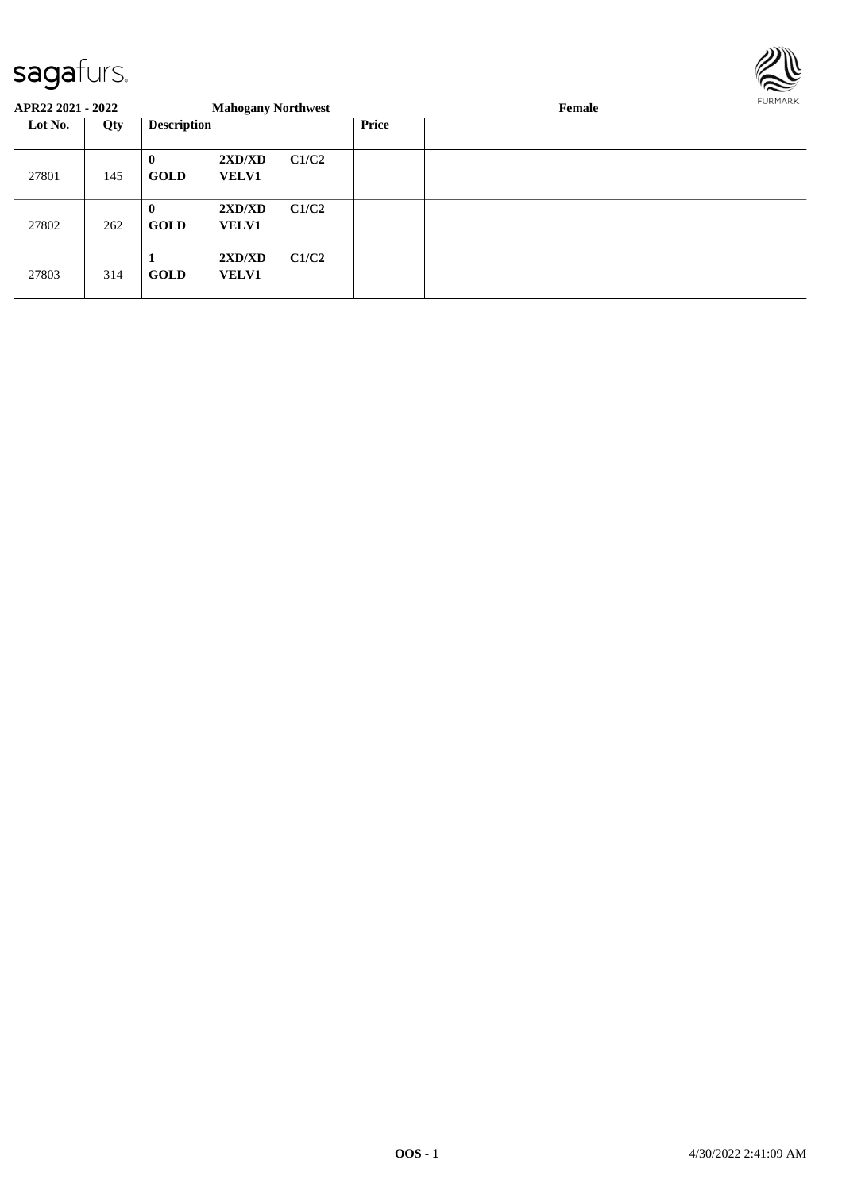**APR22 2021 - 2022** **Mahogany Northwest** **Female**

| Lot No. | Qty | Description | | | Price | |
|---|---|---|---|---|---|---|
| 27801 | 145 | **0** **GOLD** | **2XD/XD** **VELV1** | **C1/C2** | | |
| 27802 | 262 | **0** **GOLD** | **2XD/XD** **VELV1** | **C1/C2** | | |
| 27803 | 314 | **1** **GOLD** | **2XD/XD** **VELV1** | **C1/C2** | | |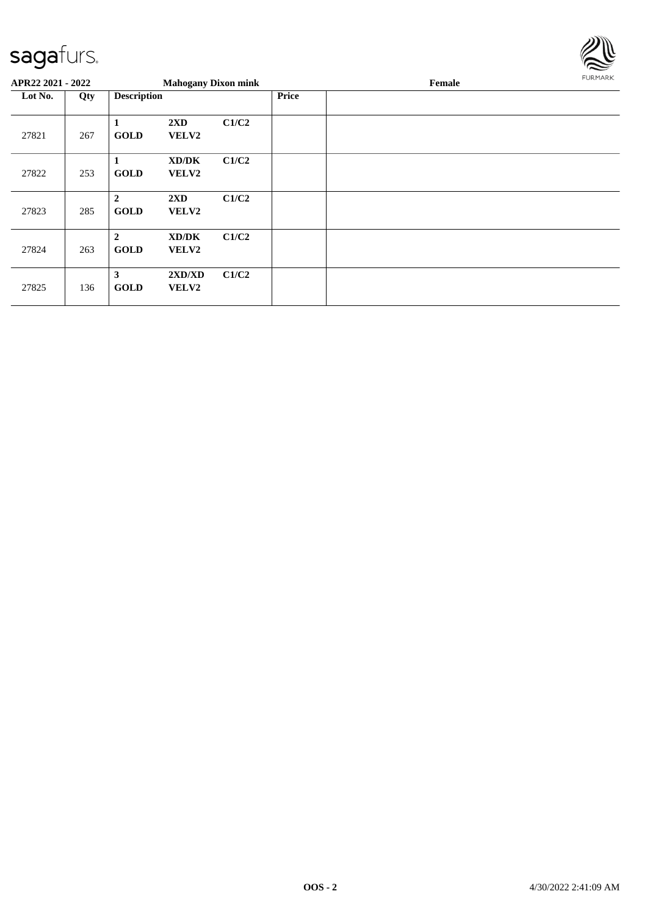**APR22 2021 - 2022** **Mahogany Dixon mink** **Female**

| Lot No. | Qty | Description | | | Price | |
|---|---|---|---|---|---|---|
| 27821 | 267 | **1** **GOLD** | **2XD** **VELV2** | **C1/C2** | | |
| 27822 | 253 | **1** **GOLD** | **XD/DK** **VELV2** | **C1/C2** | | |
| 27823 | 285 | **2** **GOLD** | **2XD** **VELV2** | **C1/C2** | | |
| 27824 | 263 | **2** **GOLD** | **XD/DK** **VELV2** | **C1/C2** | | |
| 27825 | 136 | **3** **GOLD** | **2XD/XD** **VELV2** | **C1/C2** | | |

**OOS - 2** 4/30/2022 2:41:09 AM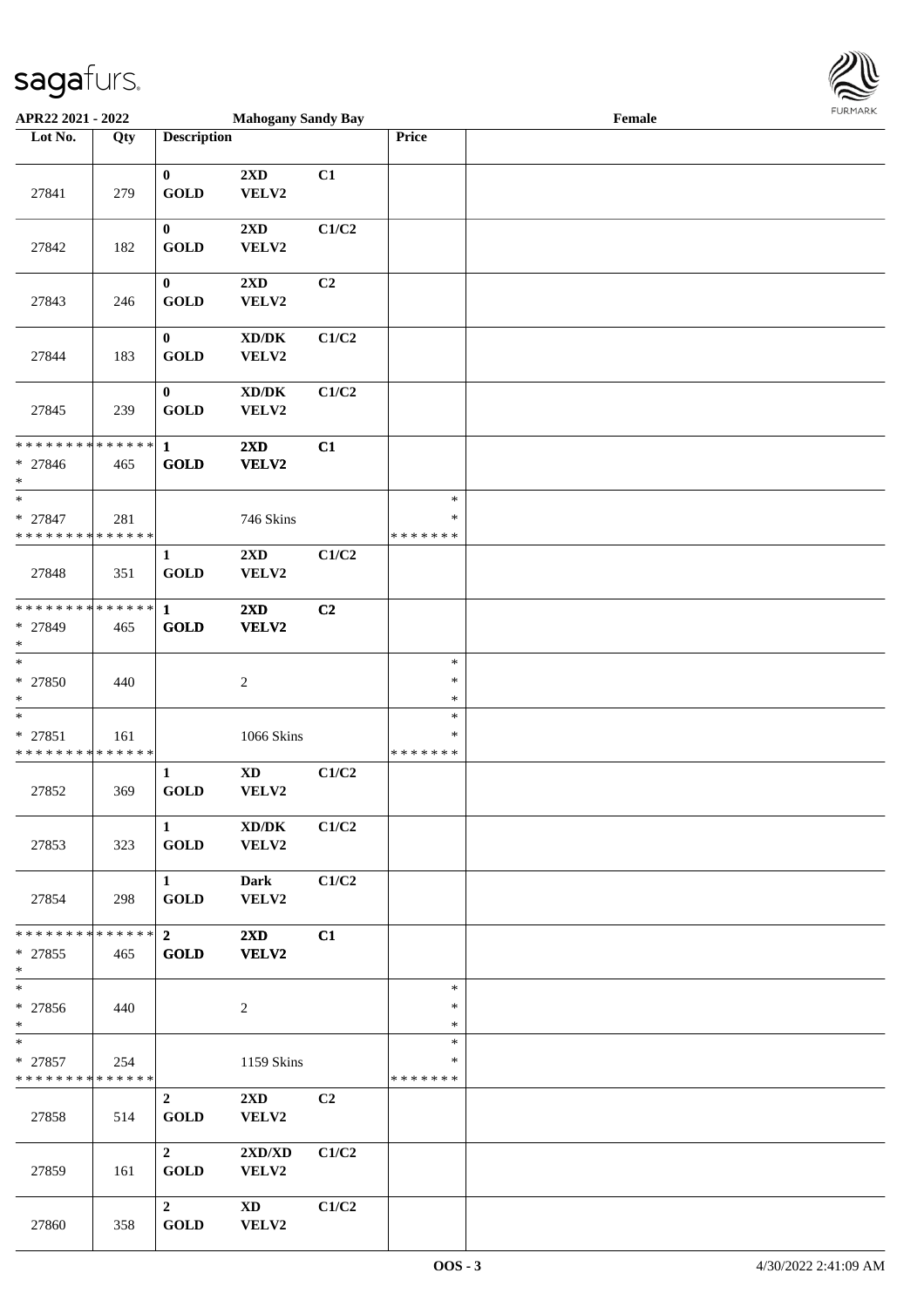APR22 2021 - 2022 | Mahogany Sandy Bay | Female

| Lot No. | Qty | Description | | | Price | |
|---|---|---|---|---|---|---|
| 27841 | 279 | 0 GOLD | 2XD VELV2 | C1 | | |
| 27842 | 182 | 0 GOLD | 2XD VELV2 | C1/C2 | | |
| 27843 | 246 | 0 GOLD | 2XD VELV2 | C2 | | |
| 27844 | 183 | 0 GOLD | XD/DK VELV2 | C1/C2 | | |
| 27845 | 239 | 0 GOLD | XD/DK VELV2 | C1/C2 | | |
| * * * * * * * * * * * * * * * 27846 * | 465 | 1 GOLD | 2XD VELV2 | C1 | | |
| * * 27847 * * * * * * * * * * * * * * | 281 | | 746 Skins | | * * * * * * * * * | |
| 27848 | 351 | 1 GOLD | 2XD VELV2 | C1/C2 | | |
| * * * * * * * * * * * * * * * 27849 * | 465 | 1 GOLD | 2XD VELV2 | C2 | | |
| * * 27850 * | 440 | | 2 | | * * * | |
| * * 27851 * * * * * * * * * * * * * * | 161 | | 1066 Skins | | * * * * * * * * * | |
| 27852 | 369 | 1 GOLD | XD VELV2 | C1/C2 | | |
| 27853 | 323 | 1 GOLD | XD/DK VELV2 | C1/C2 | | |
| 27854 | 298 | 1 GOLD | Dark VELV2 | C1/C2 | | |
| * * * * * * * * * * * * * * * 27855 * | 465 | 2 GOLD | 2XD VELV2 | C1 | | |
| * * 27856 * | 440 | | 2 | | * * * | |
| * * 27857 * * * * * * * * * * * * * * | 254 | | 1159 Skins | | * * * * * * * * * | |
| 27858 | 514 | 2 GOLD | 2XD VELV2 | C2 | | |
| 27859 | 161 | 2 GOLD | 2XD/XD VELV2 | C1/C2 | | |
| 27860 | 358 | 2 GOLD | XD VELV2 | C1/C2 | | |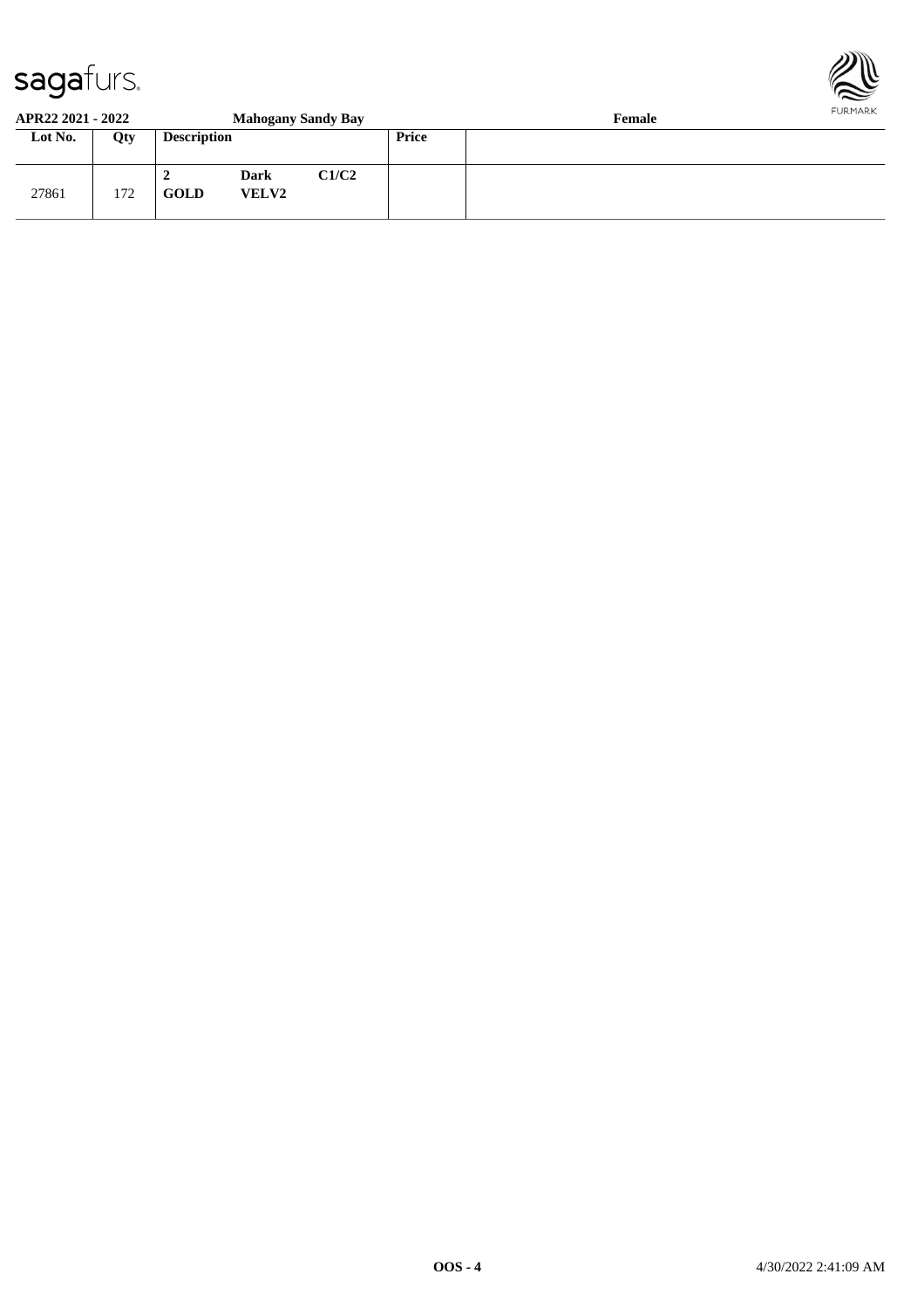**APR22 2021 - 2022** **Mahogany Sandy Bay** **Female**

| Lot No. | Qty | Description | | | Price | |
|---|---|---|---|---|---|---|
| 27861 | 172 | **2** **GOLD** | **Dark** **VELV2** | **C1/C2** | | |

**OOS - 4** 4/30/2022 2:41:09 AM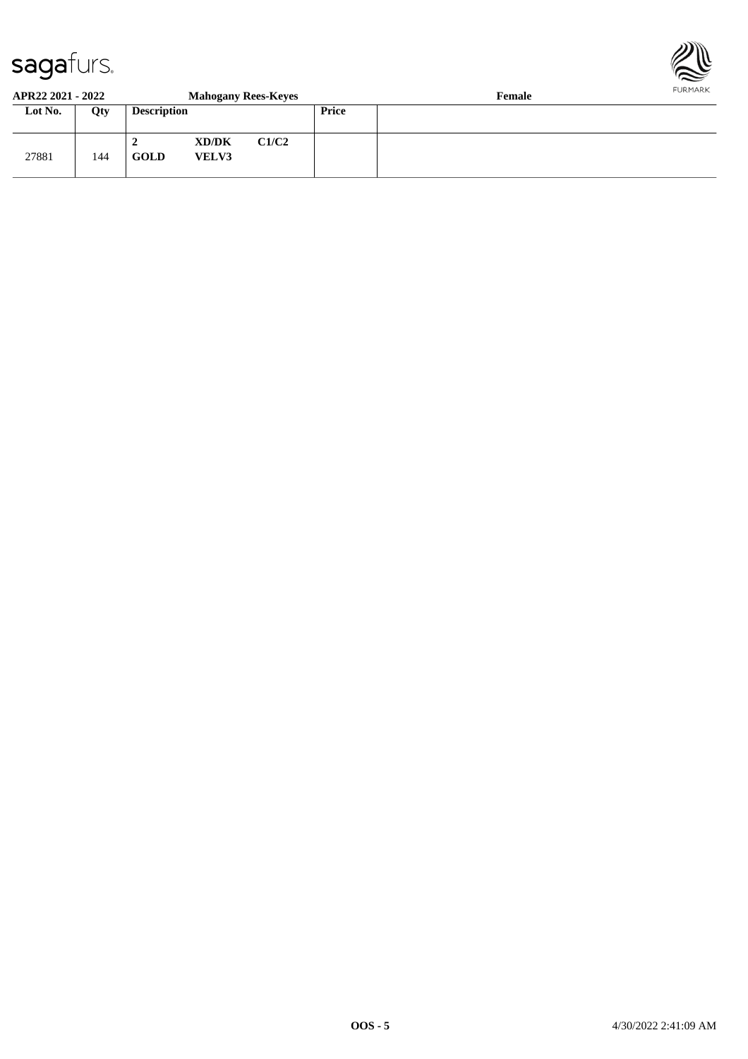**APR22 2021 - 2022** **Mahogany Rees-Keyes** **Female**

| Lot No. | Qty | Description | | | Price | |
|---|---|---|---|---|---|---|
| 27881 | 144 | **2** **GOLD** | **XD/DK** **VELV3** | **C1/C2** | | |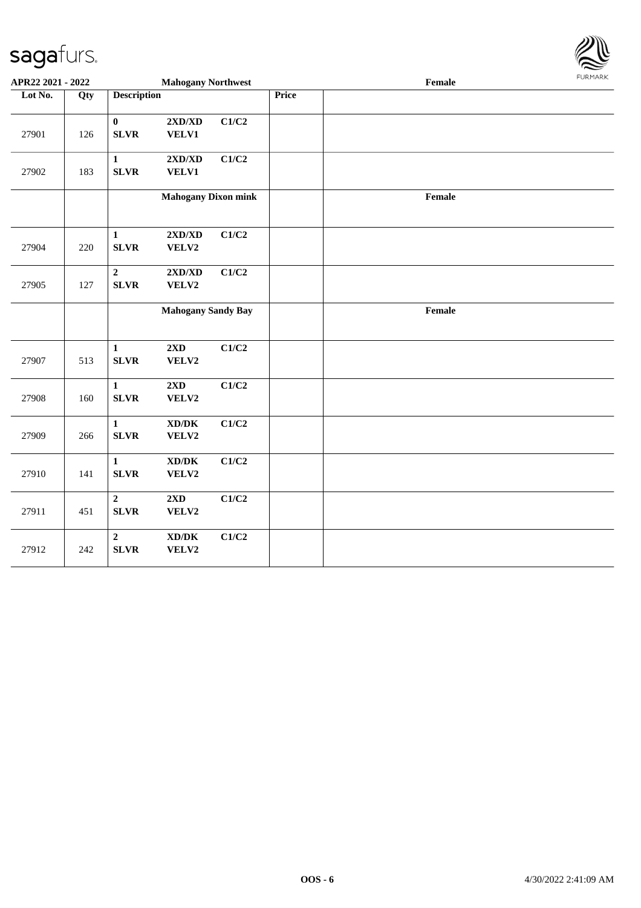| Lot No. | Qty | Description | | | Price | |
|---|---|---|---|---|---|---|
| | | | **Mahogany Northwest** | | | **Female** |
| 27901 | 126 | **0** **SLVR** | **2XD/XD** **VELV1** | **C1/C2** | | |
| 27902 | 183 | **1** **SLVR** | **2XD/XD** **VELV1** | **C1/C2** | | |
| | | | **Mahogany Dixon mink** | | | **Female** |
| 27904 | 220 | **1** **SLVR** | **2XD/XD** **VELV2** | **C1/C2** | | |
| 27905 | 127 | **2** **SLVR** | **2XD/XD** **VELV2** | **C1/C2** | | |
| | | | **Mahogany Sandy Bay** | | | **Female** |
| 27907 | 513 | **1** **SLVR** | **2XD** **VELV2** | **C1/C2** | | |
| 27908 | 160 | **1** **SLVR** | **2XD** **VELV2** | **C1/C2** | | |
| 27909 | 266 | **1** **SLVR** | **XD/DK** **VELV2** | **C1/C2** | | |
| 27910 | 141 | **1** **SLVR** | **XD/DK** **VELV2** | **C1/C2** | | |
| 27911 | 451 | **2** **SLVR** | **2XD** **VELV2** | **C1/C2** | | |
| 27912 | 242 | **2** **SLVR** | **XD/DK** **VELV2** | **C1/C2** | | |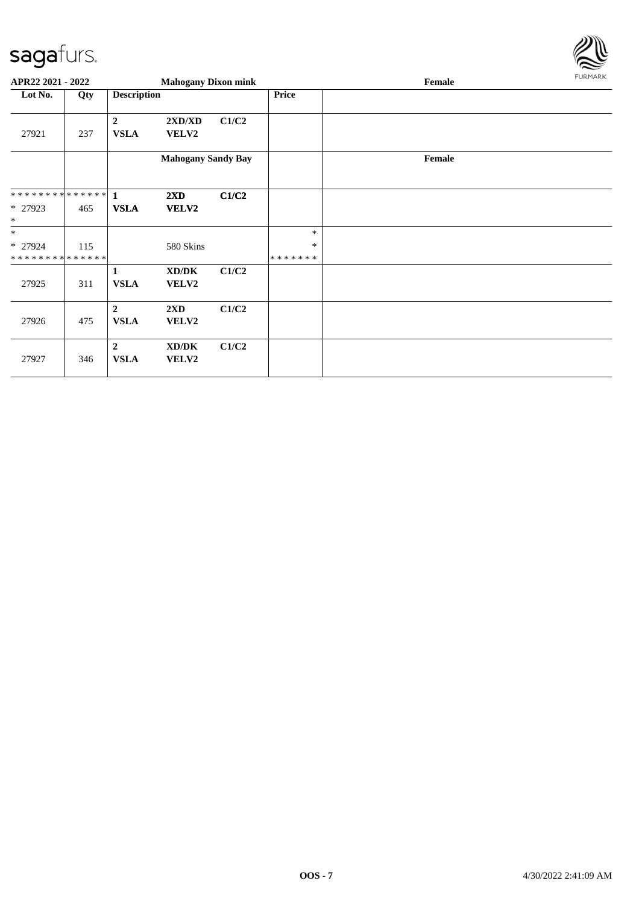| Lot No. | Qty | Description | | | Price | |
|---|---|---|---|---|---|---|
| | | | Mahogany Dixon mink | | | Female |
| 27921 | 237 | 2<br>VSLA | 2XD/XD<br>VELV2 | C1/C2 | | |
| | | | Mahogany Sandy Bay | | | Female |
| \* \* \* \* \* \* \* \* \* \* \* \* \* \*<br>\* 27923<br>\* | 465 | 1<br>VSLA | 2XD<br>VELV2 | C1/C2 | | |
| \*<br>\* 27924<br>\* \* \* \* \* \* \* \* \* \* \* \* \* \* | 115 | | 580 Skins | | \*<br>\*<br>\* \* \* \* \* \* \* | |
| 27925 | 311 | 1<br>VSLA | XD/DK<br>VELV2 | C1/C2 | | |
| 27926 | 475 | 2<br>VSLA | 2XD<br>VELV2 | C1/C2 | | |
| 27927 | 346 | 2<br>VSLA | XD/DK<br>VELV2 | C1/C2 | | |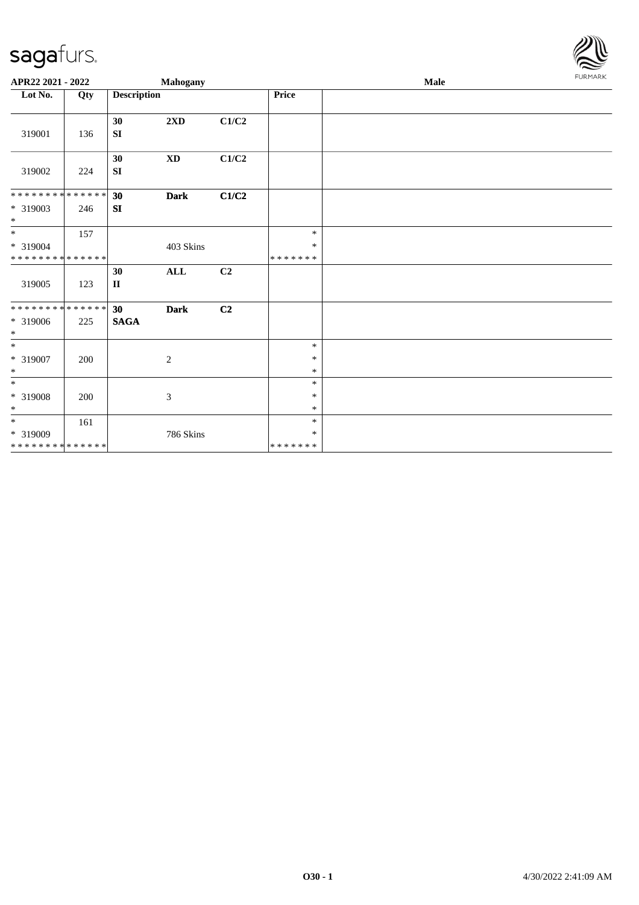APR22 2021 - 2022 Mahogany Male

| Lot No. | Qty | Description | | | Price | |
|---|---|---|---|---|---|---|
| 319001 | 136 | 30 SI | 2XD | C1/C2 | | |
| 319002 | 224 | 30 SI | XD | C1/C2 | | |
| * * * * * * * * * * * * * * <br> * 319003 <br> * | 246 | 30 SI | Dark | C1/C2 | | |
| * <br> * 319004 <br> * * * * * * * * * * * * * * | 157 | | 403 Skins | | * <br> * <br> * * * * * * * | |
| 319005 | 123 | 30 II | ALL | C2 | | |
| * * * * * * * * * * * * * * <br> * 319006 <br> * | 225 | 30 SAGA | Dark | C2 | | |
| * <br> * 319007 <br> * | 200 | | 2 | | * <br> * <br> * | |
| * <br> * 319008 <br> * | 200 | | 3 | | * <br> * <br> * | |
| * <br> * 319009 <br> * * * * * * * * * * * * * * | 161 | | 786 Skins | | * <br> * <br> * * * * * * * | |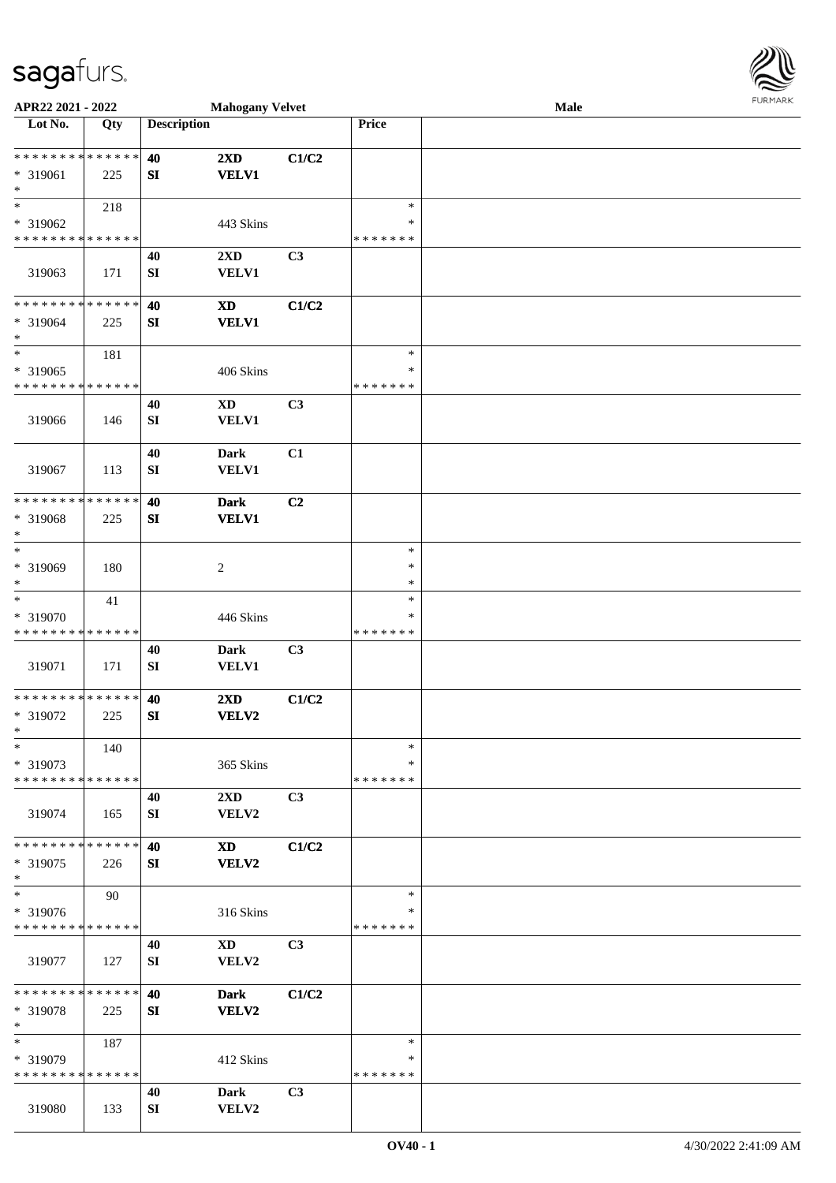APR22 2021 - 2022 | Mahogany Velvet | Male

| Lot No. | Qty | Description | | | Price | |
|---|---|---|---|---|---|---|
| * * * * * * * * * * * * * * | 40 | 2XD | C1/C2 | | | |
| * 319061 | 225 | SI | VELV1 | | | |
| * | | | | | | |
| * | 218 | | | | * | |
| * 319062 | | | 443 Skins | | * | |
| * * * * * * * * * * * * * * | | | | | * * * * * * * | |
| 319063 | 171 | 40 SI | 2XD VELV1 | C3 | | |
| * * * * * * * * * * * * * * | | 40 | XD | C1/C2 | | |
| * 319064 | 225 | SI | VELV1 | | | |
| * | | | | | | |
| * | 181 | | | | * | |
| * 319065 | | | 406 Skins | | * | |
| * * * * * * * * * * * * * * | | | | | * * * * * * * | |
| 319066 | 146 | 40 SI | XD VELV1 | C3 | | |
| 319067 | 113 | 40 SI | Dark VELV1 | C1 | | |
| * * * * * * * * * * * * * * | | 40 | Dark | C2 | | |
| * 319068 | 225 | SI | VELV1 | | | |
| * | | | | | | |
| * | | | | | * | |
| * 319069 | 180 | | 2 | | * | |
| * | | | | | * | |
| * | 41 | | | | * | |
| * 319070 | | | 446 Skins | | * | |
| * * * * * * * * * * * * * * | | | | | * * * * * * * | |
| 319071 | 171 | 40 SI | Dark VELV1 | C3 | | |
| * * * * * * * * * * * * * * | | 40 | 2XD | C1/C2 | | |
| * 319072 | 225 | SI | VELV2 | | | |
| * | | | | | | |
| * | 140 | | | | * | |
| * 319073 | | | 365 Skins | | * | |
| * * * * * * * * * * * * * * | | | | | * * * * * * * | |
| 319074 | 165 | 40 SI | 2XD VELV2 | C3 | | |
| * * * * * * * * * * * * * * | | 40 | XD | C1/C2 | | |
| * 319075 | 226 | SI | VELV2 | | | |
| * | | | | | | |
| * | 90 | | | | * | |
| * 319076 | | | 316 Skins | | * | |
| * * * * * * * * * * * * * * | | | | | * * * * * * * | |
| 319077 | 127 | 40 SI | XD VELV2 | C3 | | |
| * * * * * * * * * * * * * * | | 40 | Dark | C1/C2 | | |
| * 319078 | 225 | SI | VELV2 | | | |
| * | | | | | | |
| * | 187 | | | | * | |
| * 319079 | | | 412 Skins | | * | |
| * * * * * * * * * * * * * * | | | | | * * * * * * * | |
| 319080 | 133 | 40 SI | Dark VELV2 | C3 | | |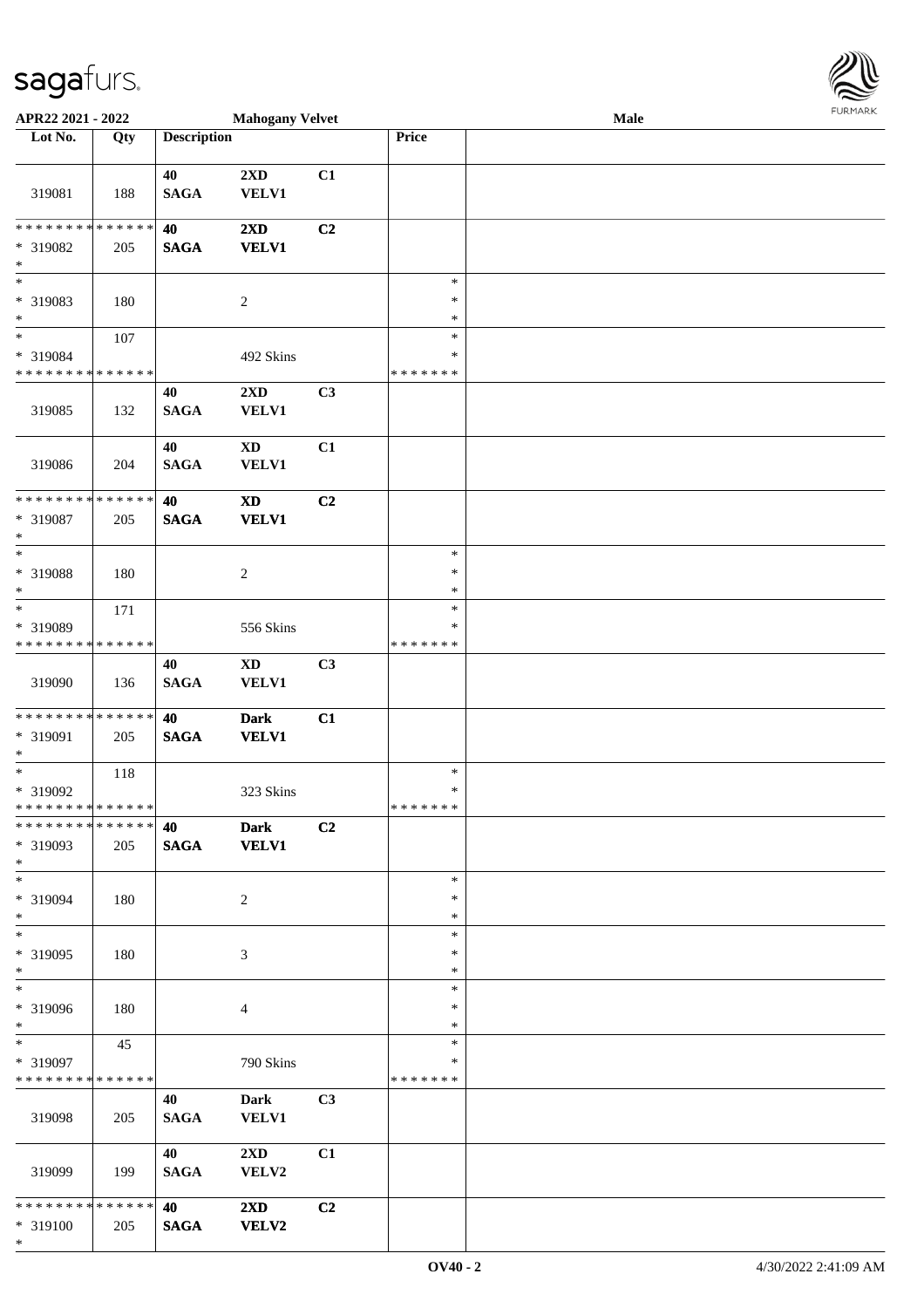| Lot No. | Qty | Description | | | Price | |
|---|---|---|---|---|---|---|
| 319081 | 188 | 40 SAGA | 2XD VELV1 | C1 | | |
| * * * * * * * * * * * * * * * 319082 * | 205 | 40 SAGA | 2XD VELV1 | C2 | | |
| * * 319083 * | 180 | | 2 | | * * * | |
| * * 319084 * * * * * * * * * * * * * * | 107 | | 492 Skins | | * * * * * * * * | |
| 319085 | 132 | 40 SAGA | 2XD VELV1 | C3 | | |
| 319086 | 204 | 40 SAGA | XD VELV1 | C1 | | |
| * * * * * * * * * * * * * * * 319087 * | 205 | 40 SAGA | XD VELV1 | C2 | | |
| * * 319088 * | 180 | | 2 | | * * * | |
| * * 319089 * * * * * * * * * * * * * * | 171 | | 556 Skins | | * * * * * * * * | |
| 319090 | 136 | 40 SAGA | XD VELV1 | C3 | | |
| * * * * * * * * * * * * * * * 319091 * | 205 | 40 SAGA | Dark VELV1 | C1 | | |
| * * 319092 * * * * * * * * * * * * * * | 118 | | 323 Skins | | * * * * * * * * | |
| * * * * * * * * * * * * * * * 319093 * | 205 | 40 SAGA | Dark VELV1 | C2 | | |
| * * 319094 * | 180 | | 2 | | * * * | |
| * * 319095 * | 180 | | 3 | | * * * | |
| * * 319096 * | 180 | | 4 | | * * * | |
| * * 319097 * * * * * * * * * * * * * * | 45 | | 790 Skins | | * * * * * * * * | |
| 319098 | 205 | 40 SAGA | Dark VELV1 | C3 | | |
| 319099 | 199 | 40 SAGA | 2XD VELV2 | C1 | | |
| * * * * * * * * * * * * * * * 319100 * | 205 | 40 SAGA | 2XD VELV2 | C2 | | |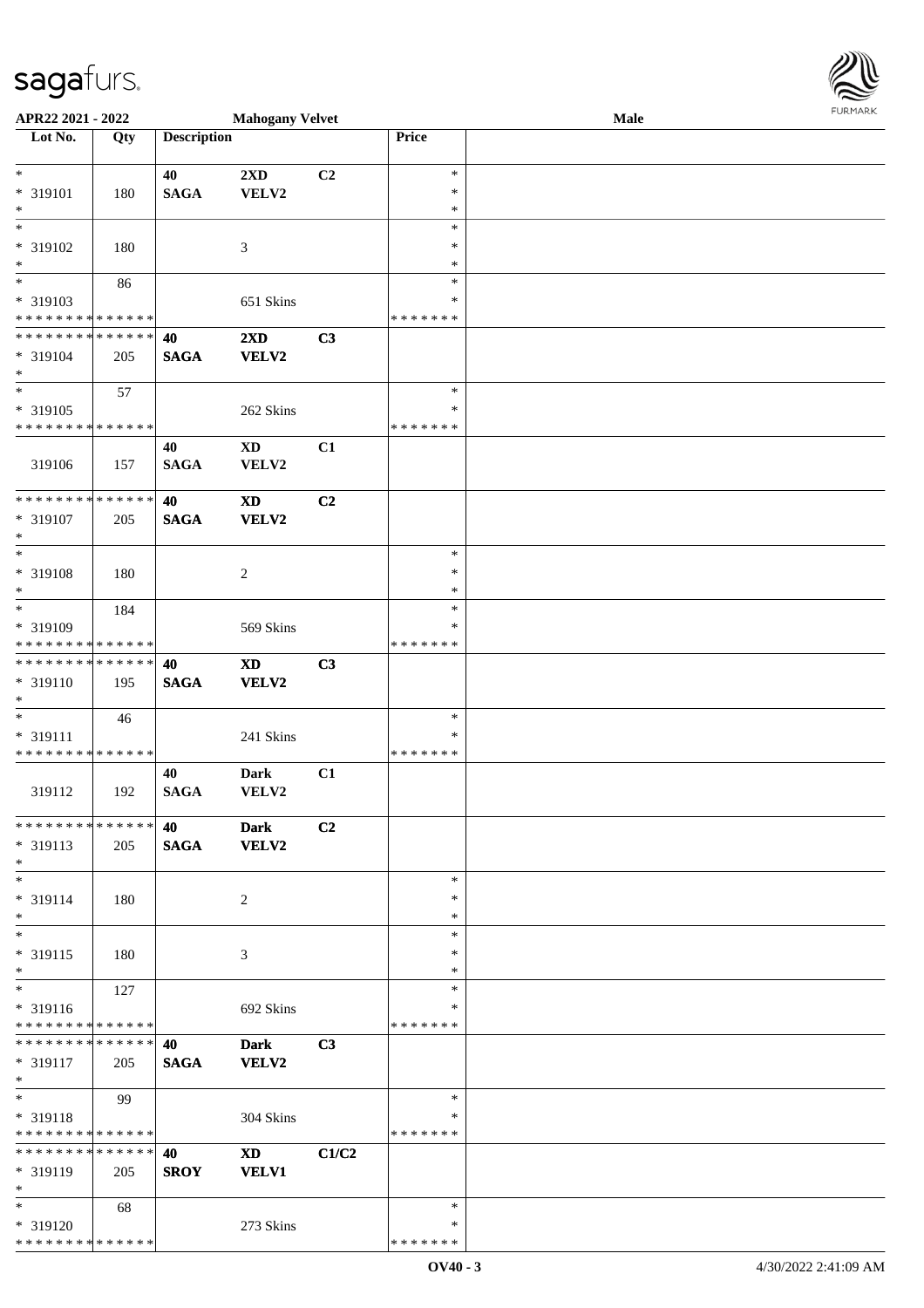APR22 2021 - 2022 | Mahogany Velvet | Male

| Lot No. | Qty | Description | | | Price | |
|---|---|---|---|---|---|---|
| * <br> * 319101 <br> * | 180 | 40 <br> SAGA | 2XD <br> VELV2 | C2 | * <br> * <br> * | |
| * <br> * 319102 <br> * | 180 | | 3 | | * <br> * <br> * | |
| * <br> * 319103 <br> * * * * * * * * * * * * * * | 86 | | 651 Skins | | * <br> * <br> * * * * * * * | |
| * * * * * * * * * * * * * * <br> * 319104 <br> * | 205 | 40 <br> SAGA | 2XD <br> VELV2 | C3 | | |
| * <br> * 319105 <br> * * * * * * * * * * * * * * | 57 | | 262 Skins | | * <br> * <br> * * * * * * * | |
| 319106 | 157 | 40 <br> SAGA | XD <br> VELV2 | C1 | | |
| * * * * * * * * * * * * * * <br> * 319107 <br> * | 205 | 40 <br> SAGA | XD <br> VELV2 | C2 | | |
| * <br> * 319108 <br> * | 180 | | 2 | | * <br> * <br> * | |
| * <br> * 319109 <br> * * * * * * * * * * * * * * | 184 | | 569 Skins | | * <br> * <br> * * * * * * * | |
| * * * * * * * * * * * * * * <br> * 319110 <br> * | 195 | 40 <br> SAGA | XD <br> VELV2 | C3 | | |
| * <br> * 319111 <br> * * * * * * * * * * * * * * | 46 | | 241 Skins | | * <br> * <br> * * * * * * * | |
| 319112 | 192 | 40 <br> SAGA | Dark <br> VELV2 | C1 | | |
| * * * * * * * * * * * * * * <br> * 319113 <br> * | 205 | 40 <br> SAGA | Dark <br> VELV2 | C2 | | |
| * <br> * 319114 <br> * | 180 | | 2 | | * <br> * <br> * | |
| * <br> * 319115 <br> * | 180 | | 3 | | * <br> * <br> * | |
| * <br> * 319116 <br> * * * * * * * * * * * * * * | 127 | | 692 Skins | | * <br> * <br> * * * * * * * | |
| * * * * * * * * * * * * * * <br> * 319117 <br> * | 205 | 40 <br> SAGA | Dark <br> VELV2 | C3 | | |
| * <br> * 319118 <br> * * * * * * * * * * * * * * | 99 | | 304 Skins | | * <br> * <br> * * * * * * * | |
| * * * * * * * * * * * * * * <br> * 319119 <br> * | 205 | 40 <br> SROY | XD <br> VELV1 | C1/C2 | | |
| * <br> * 319120 <br> * * * * * * * * * * * * * * | 68 | | 273 Skins | | * <br> * <br> * * * * * * * | |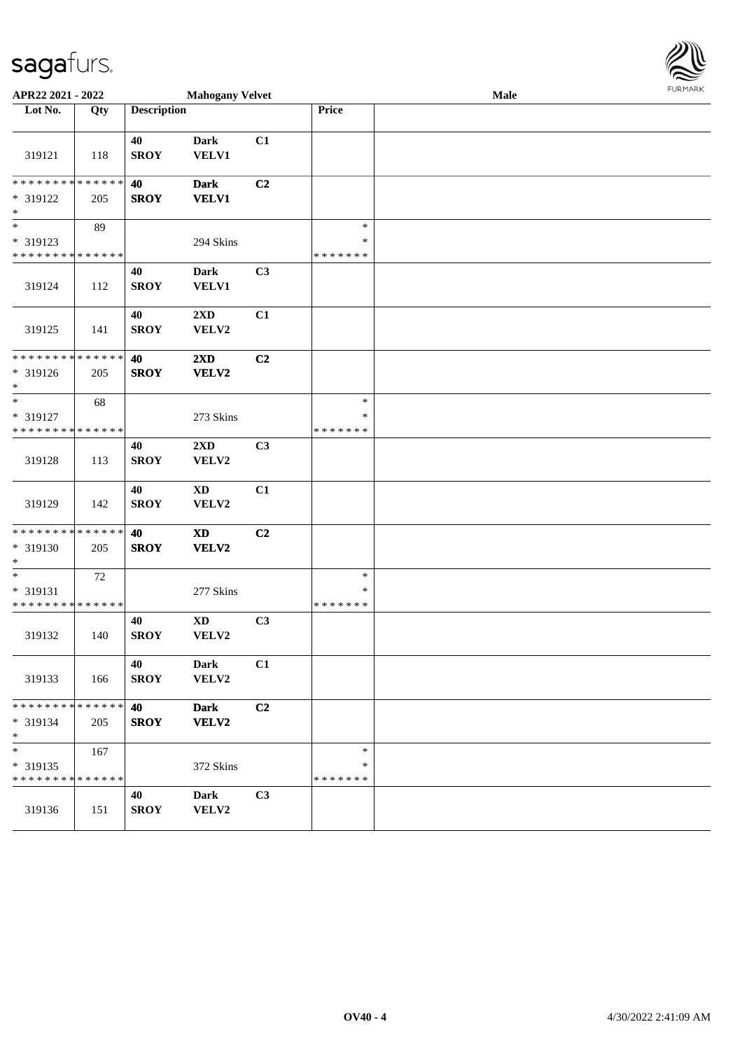**APR22 2021 - 2022** **Mahogany Velvet** **Male**

| Lot No. | Qty | Description | | | Price | |
|---|---|---|---|---|---|---|
| 319121 | 118 | 40 SROY | Dark VELV1 | C1 | | |
| * * * * * * * * * * * * * * * 319122 * | 205 | **40 SROY** | **Dark VELV1** | **C2** | | |
| * * 319123 * * * * * * * * * * * * * * | 89 | | 294 Skins | | * * * * * * * * * | |
| 319124 | 112 | 40 SROY | Dark VELV1 | C3 | | |
| 319125 | 141 | 40 SROY | 2XD VELV2 | C1 | | |
| * * * * * * * * * * * * * * * 319126 * | 205 | **40 SROY** | **2XD VELV2** | **C2** | | |
| * * 319127 * * * * * * * * * * * * * * | 68 | | 273 Skins | | * * * * * * * * * | |
| 319128 | 113 | 40 SROY | 2XD VELV2 | C3 | | |
| 319129 | 142 | 40 SROY | XD VELV2 | C1 | | |
| * * * * * * * * * * * * * * * 319130 * | 205 | **40 SROY** | **XD VELV2** | **C2** | | |
| * * 319131 * * * * * * * * * * * * * * | 72 | | 277 Skins | | * * * * * * * * * | |
| 319132 | 140 | 40 SROY | XD VELV2 | C3 | | |
| 319133 | 166 | 40 SROY | Dark VELV2 | C1 | | |
| * * * * * * * * * * * * * * * 319134 * | 205 | **40 SROY** | **Dark VELV2** | **C2** | | |
| * * 319135 * * * * * * * * * * * * * * | 167 | | 372 Skins | | * * * * * * * * * | |
| 319136 | 151 | 40 SROY | Dark VELV2 | C3 | | |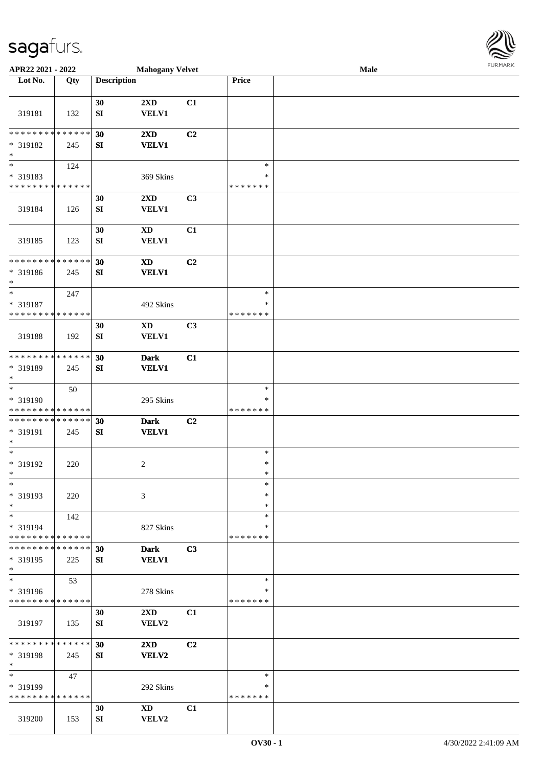**APR22 2021 - 2022** **Mahogany Velvet** **Male**

| Lot No. | Qty | Description | | | Price | |
|---|---|---|---|---|---|---|
| 319181 | 132 | 30<br>SI | 2XD<br>VELV1 | C1 | | |
| * * * * * * * * * * * * * *<br>* 319182<br>* | 245 | 30<br>SI | 2XD<br>VELV1 | C2 | | |
| *<br>* 319183<br>* * * * * * * * * * * * * * | 124 | | 369 Skins | | *<br>*<br>* * * * * * * | |
| 319184 | 126 | 30<br>SI | 2XD<br>VELV1 | C3 | | |
| 319185 | 123 | 30<br>SI | XD<br>VELV1 | C1 | | |
| * * * * * * * * * * * * * *<br>* 319186<br>* | 245 | 30<br>SI | XD<br>VELV1 | C2 | | |
| *<br>* 319187<br>* * * * * * * * * * * * * * | 247 | | 492 Skins | | *<br>*<br>* * * * * * * | |
| 319188 | 192 | 30<br>SI | XD<br>VELV1 | C3 | | |
| * * * * * * * * * * * * * *<br>* 319189<br>* | 245 | 30<br>SI | Dark<br>VELV1 | C1 | | |
| *<br>* 319190<br>* * * * * * * * * * * * * * | 50 | | 295 Skins | | *<br>*<br>* * * * * * * | |
| * * * * * * * * * * * * * *<br>* 319191<br>* | 245 | 30<br>SI | Dark<br>VELV1 | C2 | | |
| *<br>* 319192<br>* | 220 | | 2 | | *<br>*<br>* | |
| *<br>* 319193<br>* | 220 | | 3 | | *<br>*<br>* | |
| *<br>* 319194<br>* * * * * * * * * * * * * * | 142 | | 827 Skins | | *<br>*<br>* * * * * * * | |
| * * * * * * * * * * * * * *<br>* 319195<br>* | 225 | 30<br>SI | Dark<br>VELV1 | C3 | | |
| *<br>* 319196<br>* * * * * * * * * * * * * * | 53 | | 278 Skins | | *<br>*<br>* * * * * * * | |
| 319197 | 135 | 30<br>SI | 2XD<br>VELV2 | C1 | | |
| * * * * * * * * * * * * * *<br>* 319198<br>* | 245 | 30<br>SI | 2XD<br>VELV2 | C2 | | |
| *<br>* 319199<br>* * * * * * * * * * * * * * | 47 | | 292 Skins | | *<br>*<br>* * * * * * * | |
| 319200 | 153 | 30<br>SI | XD<br>VELV2 | C1 | | |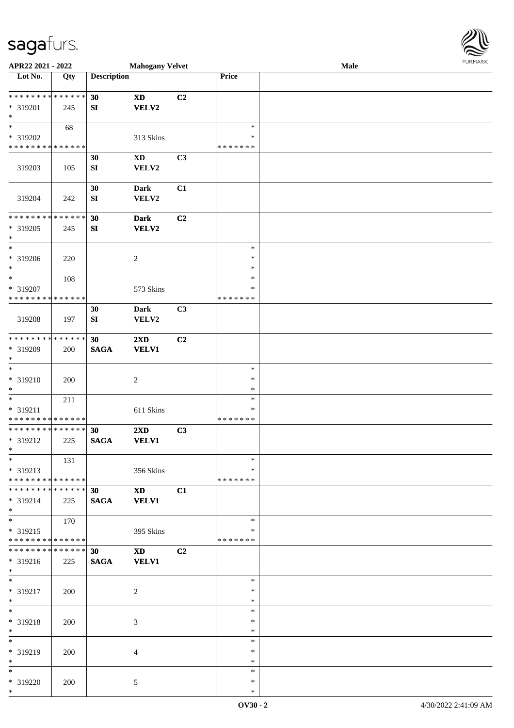**APR22 2021 - 2022** **Mahogany Velvet** **Male**

| Lot No. | Qty | Description | | | Price | |
|---|---|---|---|---|---|---|
| * * * * * * * * * * * * * * | | 30 | XD | C2 | | |
| * 319201 | 245 | SI | VELV2 | | | |
| * | | | | | | |
| * | 68 | | | | * | |
| * 319202 | | | 313 Skins | | * | |
| * * * * * * * * * * * * * * | | | | | * * * * * * * | |
| | | 30 | XD | C3 | | |
| 319203 | 105 | SI | VELV2 | | | |
| | | 30 | Dark | C1 | | |
| 319204 | 242 | SI | VELV2 | | | |
| * * * * * * * * * * * * * * | | 30 | Dark | C2 | | |
| * 319205 | 245 | SI | VELV2 | | | |
| * | | | | | | |
| * | | | | | * | |
| * 319206 | 220 | | 2 | | * | |
| * | | | | | * | |
| * | 108 | | | | * | |
| * 319207 | | | 573 Skins | | * | |
| * * * * * * * * * * * * * * | | | | | * * * * * * * | |
| | | 30 | Dark | C3 | | |
| 319208 | 197 | SI | VELV2 | | | |
| * * * * * * * * * * * * * * | | 30 | 2XD | C2 | | |
| * 319209 | 200 | SAGA | VELV1 | | | |
| * | | | | | | |
| * | | | | | * | |
| * 319210 | 200 | | 2 | | * | |
| * | | | | | * | |
| * | 211 | | | | * | |
| * 319211 | | | 611 Skins | | * | |
| * * * * * * * * * * * * * * | | | | | * * * * * * * | |
| * * * * * * * * * * * * * * | | 30 | 2XD | C3 | | |
| * 319212 | 225 | SAGA | VELV1 | | | |
| * | | | | | | |
| * | 131 | | | | * | |
| * 319213 | | | 356 Skins | | * | |
| * * * * * * * * * * * * * * | | | | | * * * * * * * | |
| * * * * * * * * * * * * * * | | 30 | XD | C1 | | |
| * 319214 | 225 | SAGA | VELV1 | | | |
| * | | | | | | |
| * | 170 | | | | * | |
| * 319215 | | | 395 Skins | | * | |
| * * * * * * * * * * * * * * | | | | | * * * * * * * | |
| * * * * * * * * * * * * * * | | 30 | XD | C2 | | |
| * 319216 | 225 | SAGA | VELV1 | | | |
| * | | | | | | |
| * | | | | | * | |
| * 319217 | 200 | | 2 | | * | |
| * | | | | | * | |
| * | | | | | * | |
| * 319218 | 200 | | 3 | | * | |
| * | | | | | * | |
| * | | | | | * | |
| * 319219 | 200 | | 4 | | * | |
| * | | | | | * | |
| * | | | | | * | |
| * 319220 | 200 | | 5 | | * | |
| * | | | | | * | |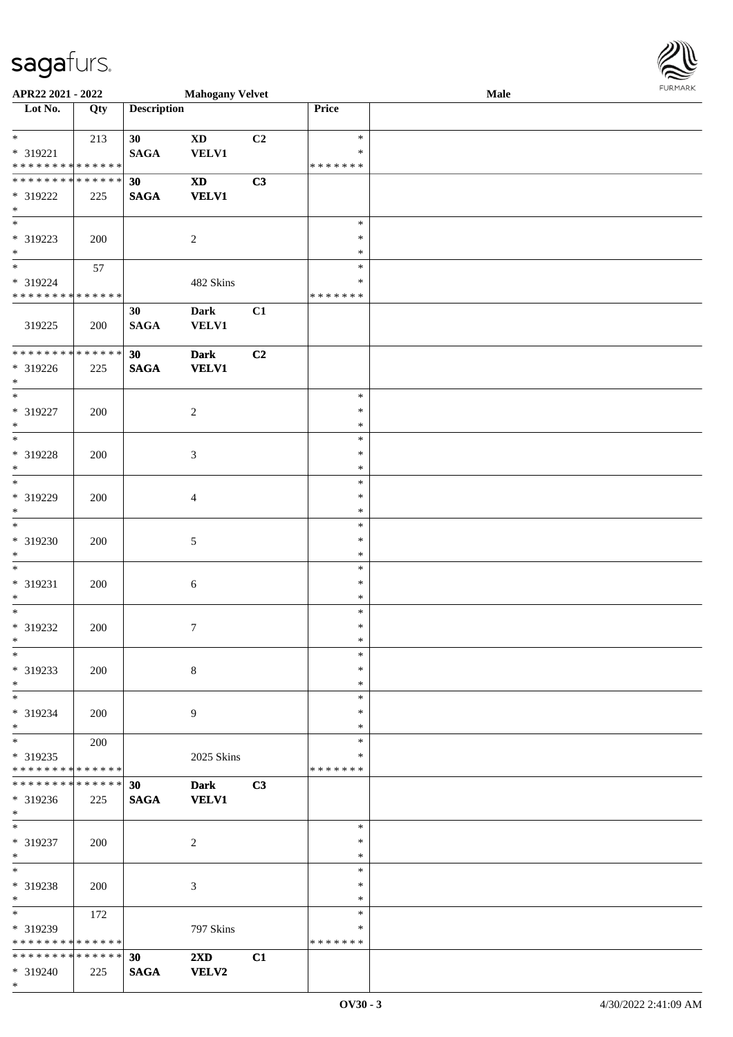**APR22 2021 - 2022** **Mahogany Velvet** **Male**

| Lot No. | Qty | Description | | | Price | |
|---|---|---|---|---|---|---|
| * <br> * 319221 <br> * * * * * * * * * * * * * * | 213 | 30 <br> SAGA | XD <br> VELV1 | C2 | * <br> * <br> * * * * * * * | |
| * * * * * * * * * * * * * * <br> * 319222 <br> * | 225 | 30 <br> SAGA | XD <br> VELV1 | C3 | | |
| * <br> * 319223 <br> * | 200 | | 2 | | * <br> * <br> * | |
| * <br> * 319224 <br> * * * * * * * * * * * * * * | 57 | | 482 Skins | | * <br> * <br> * * * * * * * | |
| 319225 | 200 | 30 <br> SAGA | Dark <br> VELV1 | C1 | | |
| * * * * * * * * * * * * * * <br> * 319226 <br> * | 225 | 30 <br> SAGA | Dark <br> VELV1 | C2 | | |
| * <br> * 319227 <br> * | 200 | | 2 | | * <br> * <br> * | |
| * <br> * 319228 <br> * | 200 | | 3 | | * <br> * <br> * | |
| * <br> * 319229 <br> * | 200 | | 4 | | * <br> * <br> * | |
| * <br> * 319230 <br> * | 200 | | 5 | | * <br> * <br> * | |
| * <br> * 319231 <br> * | 200 | | 6 | | * <br> * <br> * | |
| * <br> * 319232 <br> * | 200 | | 7 | | * <br> * <br> * | |
| * <br> * 319233 <br> * | 200 | | 8 | | * <br> * <br> * | |
| * <br> * 319234 <br> * | 200 | | 9 | | * <br> * <br> * | |
| * <br> * 319235 <br> * * * * * * * * * * * * * * | 200 | | 2025 Skins | | * <br> * <br> * * * * * * * | |
| * * * * * * * * * * * * * * <br> * 319236 <br> * | 225 | 30 <br> SAGA | Dark <br> VELV1 | C3 | | |
| * <br> * 319237 <br> * | 200 | | 2 | | * <br> * <br> * | |
| * <br> * 319238 <br> * | 200 | | 3 | | * <br> * <br> * | |
| * <br> * 319239 <br> * * * * * * * * * * * * * * | 172 | | 797 Skins | | * <br> * <br> * * * * * * * | |
| * * * * * * * * * * * * * * <br> * 319240 <br> * | 225 | 30 <br> SAGA | 2XD <br> VELV2 | C1 | | |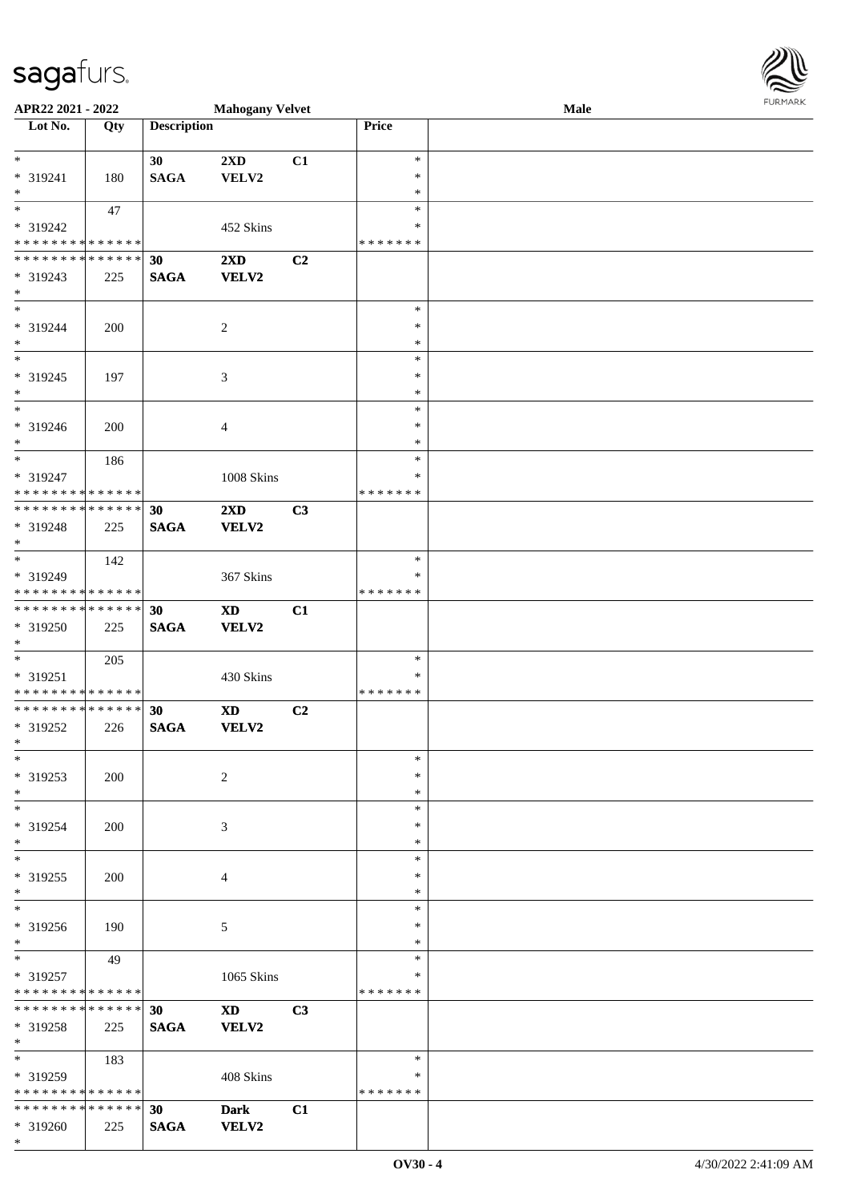APR22 2021 - 2022 | Mahogany Velvet | Male

| Lot No. | Qty | Description | | | Price | |
|---|---|---|---|---|---|---|
| * * 319241 * | 180 | 30 SAGA | 2XD VELV2 | C1 | * * * | |
| * * 319242 * * * * * * * * * * * * * * | 47 | | 452 Skins | | * * * * * * * * * | |
| * * * * * * * * * * * * * * * 319243 * | 225 | 30 SAGA | 2XD VELV2 | C2 | | |
| * * 319244 * | 200 | | 2 | | * * * | |
| * * 319245 * | 197 | | 3 | | * * * | |
| * * 319246 * | 200 | | 4 | | * * * | |
| * * 319247 * * * * * * * * * * * * * * | 186 | | 1008 Skins | | * * * * * * * * * | |
| * * * * * * * * * * * * * * * 319248 * | 225 | 30 SAGA | 2XD VELV2 | C3 | | |
| * * 319249 * * * * * * * * * * * * * * | 142 | | 367 Skins | | * * * * * * * * * | |
| * * * * * * * * * * * * * * * 319250 * | 225 | 30 SAGA | XD VELV2 | C1 | | |
| * * 319251 * * * * * * * * * * * * * * | 205 | | 430 Skins | | * * * * * * * * * | |
| * * * * * * * * * * * * * * * 319252 * | 226 | 30 SAGA | XD VELV2 | C2 | | |
| * * 319253 * | 200 | | 2 | | * * * | |
| * * 319254 * | 200 | | 3 | | * * * | |
| * * 319255 * | 200 | | 4 | | * * * | |
| * * 319256 * | 190 | | 5 | | * * * | |
| * * 319257 * * * * * * * * * * * * * * | 49 | | 1065 Skins | | * * * * * * * * * | |
| * * * * * * * * * * * * * * * 319258 * | 225 | 30 SAGA | XD VELV2 | C3 | | |
| * * 319259 * * * * * * * * * * * * * * | 183 | | 408 Skins | | * * * * * * * * * | |
| * * * * * * * * * * * * * * * 319260 * | 225 | 30 SAGA | Dark VELV2 | C1 | | |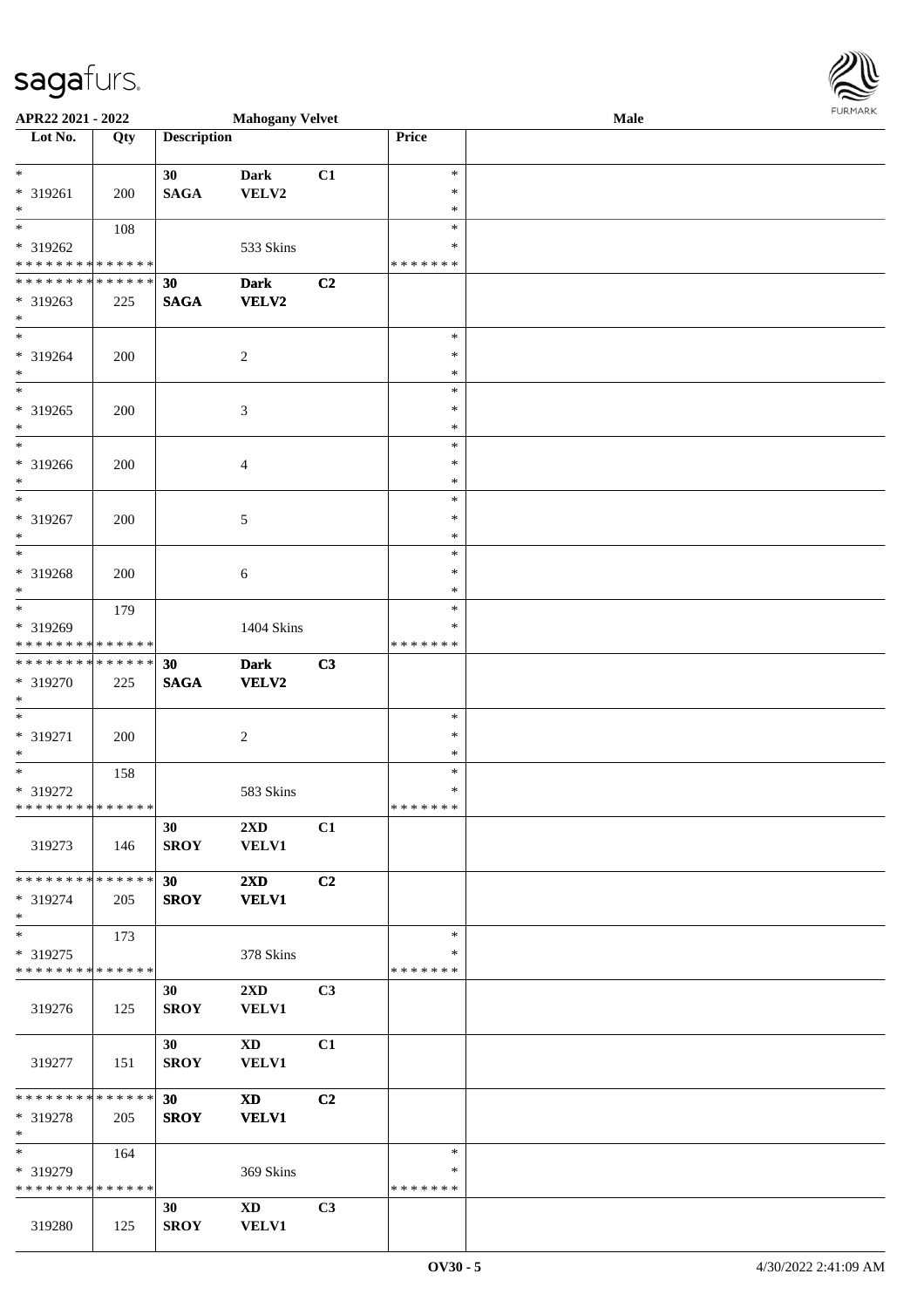APR22 2021 - 2022 | Mahogany Velvet | Male

| Lot No. | Qty | Description | | | Price | |
|---|---|---|---|---|---|---|
| * | | 30 | Dark | C1 | * | |
| * 319261 | 200 | SAGA | VELV2 | | * | |
| * | | | | | * | |
| * | 108 | | | | * | |
| * 319262 | | | 533 Skins | | * | |
| * * * * * * * * * * * * * * | | | | | * * * * * * * | |
| * * * * * * * * * * * * * * | | 30 | Dark | C2 | | |
| * 319263 | 225 | SAGA | VELV2 | | | |
| * | | | | | | |
| * | | | | | * | |
| * 319264 | 200 | | 2 | | * | |
| * | | | | | * | |
| * | | | | | * | |
| * 319265 | 200 | | 3 | | * | |
| * | | | | | * | |
| * | | | | | * | |
| * 319266 | 200 | | 4 | | * | |
| * | | | | | * | |
| * | | | | | * | |
| * 319267 | 200 | | 5 | | * | |
| * | | | | | * | |
| * | | | | | * | |
| * 319268 | 200 | | 6 | | * | |
| * | | | | | * | |
| * | 179 | | | | * | |
| * 319269 | | | 1404 Skins | | * | |
| * * * * * * * * * * * * * * | | | | | * * * * * * * | |
| * * * * * * * * * * * * * * | | 30 | Dark | C3 | | |
| * 319270 | 225 | SAGA | VELV2 | | | |
| * | | | | | | |
| * | | | | | * | |
| * 319271 | 200 | | 2 | | * | |
| * | | | | | * | |
| * | 158 | | | | * | |
| * 319272 | | | 583 Skins | | * | |
| * * * * * * * * * * * * * * | | | | | * * * * * * * | |
| 319273 | 146 | 30 SROY | 2XD VELV1 | C1 | | |
| * * * * * * * * * * * * * * | | 30 | 2XD | C2 | | |
| * 319274 | 205 | SROY | VELV1 | | | |
| * | | | | | | |
| * | 173 | | | | * | |
| * 319275 | | | 378 Skins | | * | |
| * * * * * * * * * * * * * * | | | | | * * * * * * * | |
| 319276 | 125 | 30 SROY | 2XD VELV1 | C3 | | |
| 319277 | 151 | 30 SROY | XD VELV1 | C1 | | |
| * * * * * * * * * * * * * * | | 30 | XD | C2 | | |
| * 319278 | 205 | SROY | VELV1 | | | |
| * | | | | | | |
| * | 164 | | | | * | |
| * 319279 | | | 369 Skins | | * | |
| * * * * * * * * * * * * * * | | | | | * * * * * * * | |
| 319280 | 125 | 30 SROY | XD VELV1 | C3 | | |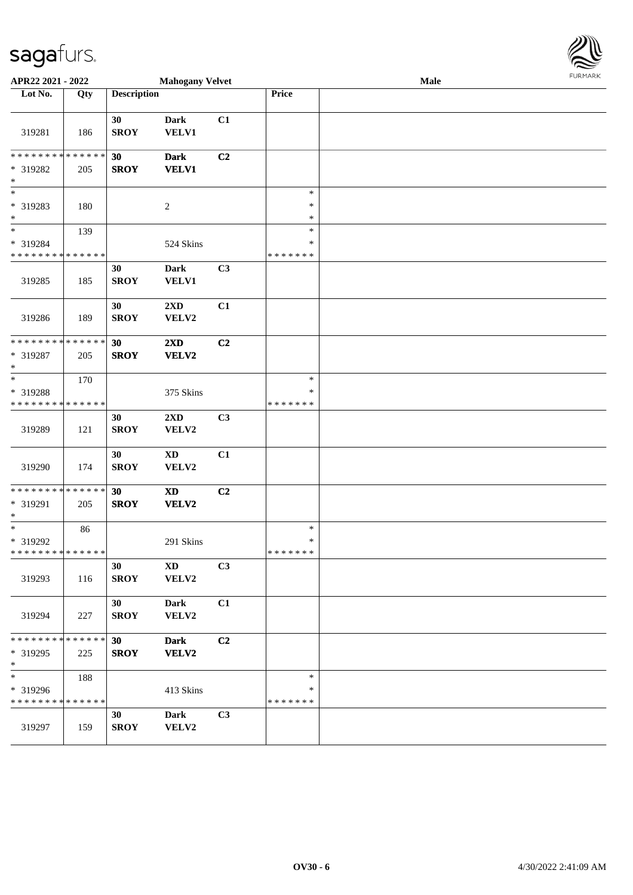APR22 2021 - 2022 | Mahogany Velvet | Male

| Lot No. | Qty | Description | | | Price | |
|---|---|---|---|---|---|---|
| 319281 | 186 | 30 SROY | Dark VELV1 | C1 | | |
| * * * * * * * * * * * * * * 319282 * | 205 | 30 SROY | Dark VELV1 | C2 | | |
| * 319283 * | 180 | | 2 | | * * * | |
| * 319284 * * * * * * * * * * * * * * | 139 | | 524 Skins | | * * * * * * * * * | |
| 319285 | 185 | 30 SROY | Dark VELV1 | C3 | | |
| 319286 | 189 | 30 SROY | 2XD VELV2 | C1 | | |
| * * * * * * * * * * * * * * 319287 * | 205 | 30 SROY | 2XD VELV2 | C2 | | |
| * 319288 * * * * * * * * * * * * * * | 170 | | 375 Skins | | * * * * * * * * | |
| 319289 | 121 | 30 SROY | 2XD VELV2 | C3 | | |
| 319290 | 174 | 30 SROY | XD VELV2 | C1 | | |
| * * * * * * * * * * * * * * 319291 * | 205 | 30 SROY | XD VELV2 | C2 | | |
| * 319292 * * * * * * * * * * * * * * | 86 | | 291 Skins | | * * * * * * * * | |
| 319293 | 116 | 30 SROY | XD VELV2 | C3 | | |
| 319294 | 227 | 30 SROY | Dark VELV2 | C1 | | |
| * * * * * * * * * * * * * * 319295 * | 225 | 30 SROY | Dark VELV2 | C2 | | |
| * 319296 * * * * * * * * * * * * * * | 188 | | 413 Skins | | * * * * * * * * | |
| 319297 | 159 | 30 SROY | Dark VELV2 | C3 | | |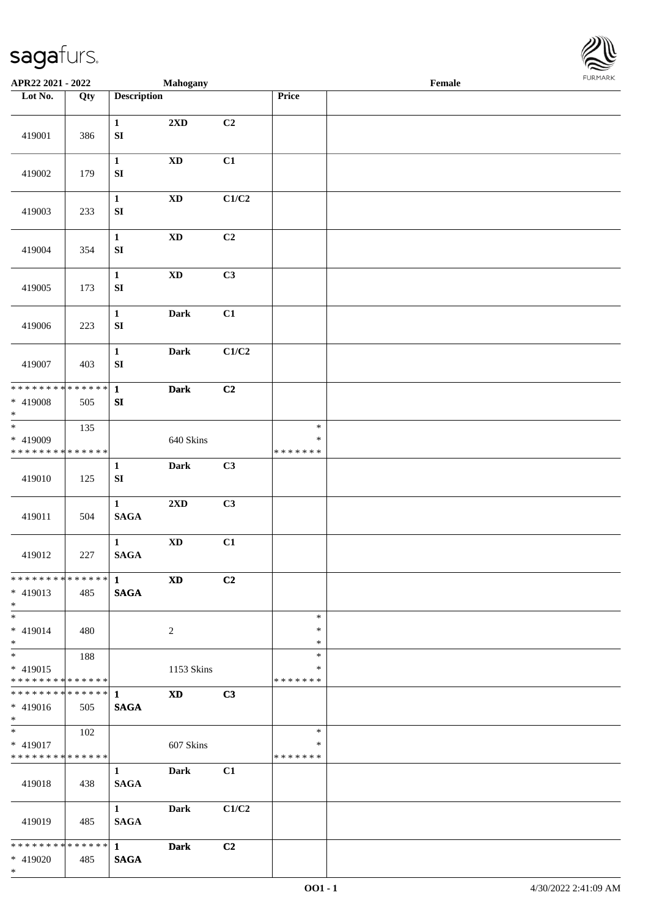| Lot No. | Qty | Description | | | Price | |
|---|---|---|---|---|---|---|
| 419001 | 386 | 1<br>SI | 2XD | C2 | | |
| 419002 | 179 | 1<br>SI | XD | C1 | | |
| 419003 | 233 | 1<br>SI | XD | C1/C2 | | |
| 419004 | 354 | 1<br>SI | XD | C2 | | |
| 419005 | 173 | 1<br>SI | XD | C3 | | |
| 419006 | 223 | 1<br>SI | Dark | C1 | | |
| 419007 | 403 | 1<br>SI | Dark | C1/C2 | | |
| * * * * * * * * * * * * * *<br>* 419008<br>* | 505 | 1<br>SI | Dark | C2 | | |
| *<br>* 419009<br>* * * * * * * * * * * * * * | 135 | | 640 Skins | | *<br>*<br>* * * * * * * | |
| 419010 | 125 | 1<br>SI | Dark | C3 | | |
| 419011 | 504 | 1<br>SAGA | 2XD | C3 | | |
| 419012 | 227 | 1<br>SAGA | XD | C1 | | |
| * * * * * * * * * * * * * *<br>* 419013<br>* | 485 | 1<br>SAGA | XD | C2 | | |
| *<br>* 419014<br>* | 480 | | 2 | | *<br>*<br>* | |
| *<br>* 419015<br>* * * * * * * * * * * * * * | 188 | | 1153 Skins | | *<br>*<br>* * * * * * * | |
| * * * * * * * * * * * * * *<br>* 419016<br>* | 505 | 1<br>SAGA | XD | C3 | | |
| *<br>* 419017<br>* * * * * * * * * * * * * * | 102 | | 607 Skins | | *<br>*<br>* * * * * * * | |
| 419018 | 438 | 1<br>SAGA | Dark | C1 | | |
| 419019 | 485 | 1<br>SAGA | Dark | C1/C2 | | |
| * * * * * * * * * * * * * *<br>* 419020<br>* | 485 | 1<br>SAGA | Dark | C2 | | |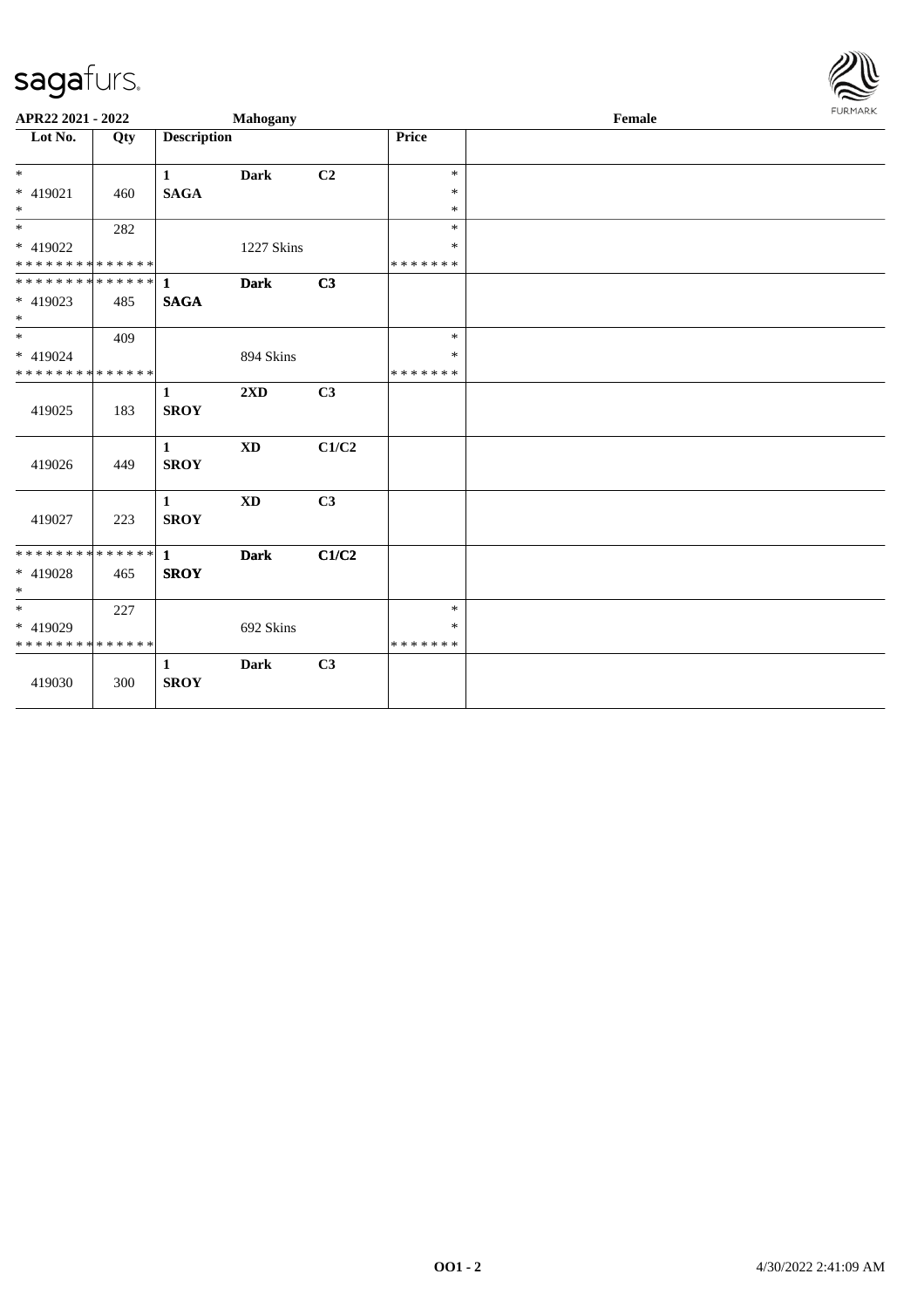| Lot No. | Qty | Description | | | Price | |
|---|---|---|---|---|---|---|
| * | | 1 | **Dark** | **C2** | * | |
| * 419021 | 460 | **SAGA** | | | * | |
| * | | | | | * | |
| * | 282 | | | | * | |
| * 419022 | | | 1227 Skins | | * | |
| * * * * * * * * * * * * * * | | | | | * * * * * * * | |
| * * * * * * * * * * * * * * | | 1 | **Dark** | **C3** | | |
| * 419023 | 485 | **SAGA** | | | | |
| * | | | | | | |
| * | 409 | | | | * | |
| * 419024 | | | 894 Skins | | * | |
| * * * * * * * * * * * * * * | | | | | * * * * * * * | |
| 419025 | 183 | 1 **SROY** | **2XD** | **C3** | | |
| 419026 | 449 | 1 **SROY** | **XD** | **C1/C2** | | |
| 419027 | 223 | 1 **SROY** | **XD** | **C3** | | |
| * * * * * * * * * * * * * * | | 1 | **Dark** | **C1/C2** | | |
| * 419028 | 465 | **SROY** | | | | |
| * | | | | | | |
| * | 227 | | | | * | |
| * 419029 | | | 692 Skins | | * | |
| * * * * * * * * * * * * * * | | | | | * * * * * * * | |
| 419030 | 300 | 1 **SROY** | **Dark** | **C3** | | |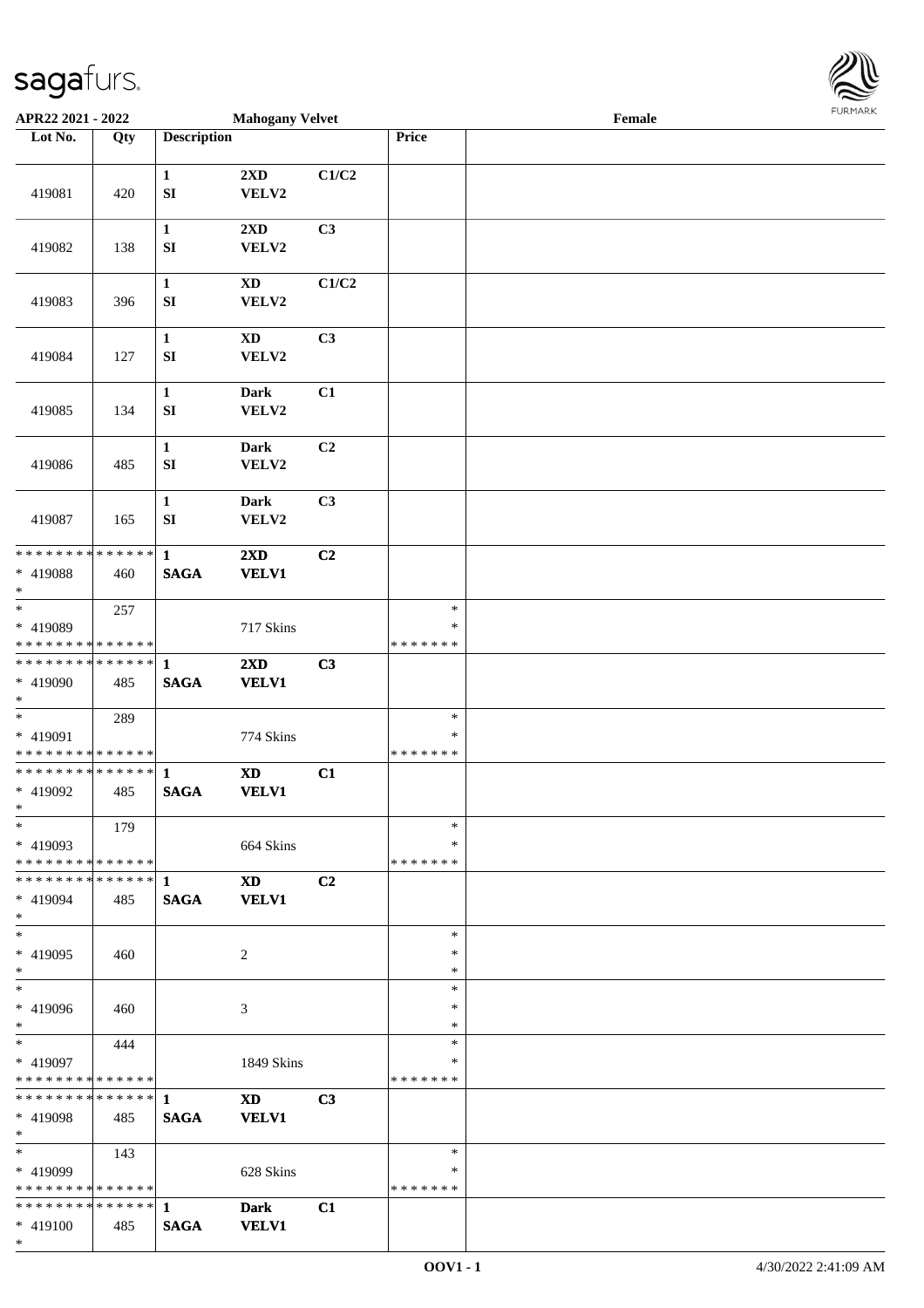**APR22 2021 - 2022** **Mahogany Velvet** **Female**

| Lot No. | Qty | Description | | | Price | |
|---|---|---|---|---|---|---|
| 419081 | 420 | 1<br>SI | 2XD<br>VELV2 | C1/C2 | | |
| 419082 | 138 | 1<br>SI | 2XD<br>VELV2 | C3 | | |
| 419083 | 396 | 1<br>SI | XD<br>VELV2 | C1/C2 | | |
| 419084 | 127 | 1<br>SI | XD<br>VELV2 | C3 | | |
| 419085 | 134 | 1<br>SI | Dark<br>VELV2 | C1 | | |
| 419086 | 485 | 1<br>SI | Dark<br>VELV2 | C2 | | |
| 419087 | 165 | 1<br>SI | Dark<br>VELV2 | C3 | | |
| * * * * * * * * * * * * * *<br>* 419088<br>* | 460 | **1**<br>**SAGA** | **2XD**<br>**VELV1** | **C2** | | |
| *<br>* 419089<br>* * * * * * * * * * * * * * | 257 | | 717 Skins | | *<br>*<br>* * * * * * * | |
| * * * * * * * * * * * * * *<br>* 419090<br>* | 485 | **1**<br>**SAGA** | **2XD**<br>**VELV1** | **C3** | | |
| *<br>* 419091<br>* * * * * * * * * * * * * * | 289 | | 774 Skins | | *<br>*<br>* * * * * * * | |
| * * * * * * * * * * * * * *<br>* 419092<br>* | 485 | **1**<br>**SAGA** | **XD**<br>**VELV1** | **C1** | | |
| *<br>* 419093<br>* * * * * * * * * * * * * * | 179 | | 664 Skins | | *<br>*<br>* * * * * * * | |
| * * * * * * * * * * * * * *<br>* 419094<br>* | 485 | **1**<br>**SAGA** | **XD**<br>**VELV1** | **C2** | | |
| *<br>* 419095<br>* | 460 | | 2 | | *<br>*<br>* | |
| *<br>* 419096<br>* | 460 | | 3 | | *<br>*<br>* | |
| *<br>* 419097<br>* * * * * * * * * * * * * * | 444 | | 1849 Skins | | *<br>*<br>* * * * * * * | |
| * * * * * * * * * * * * * *<br>* 419098<br>* | 485 | **1**<br>**SAGA** | **XD**<br>**VELV1** | **C3** | | |
| *<br>* 419099<br>* * * * * * * * * * * * * * | 143 | | 628 Skins | | *<br>*<br>* * * * * * * | |
| * * * * * * * * * * * * * *<br>* 419100<br>* | 485 | **1**<br>**SAGA** | **Dark**<br>**VELV1** | **C1** | | |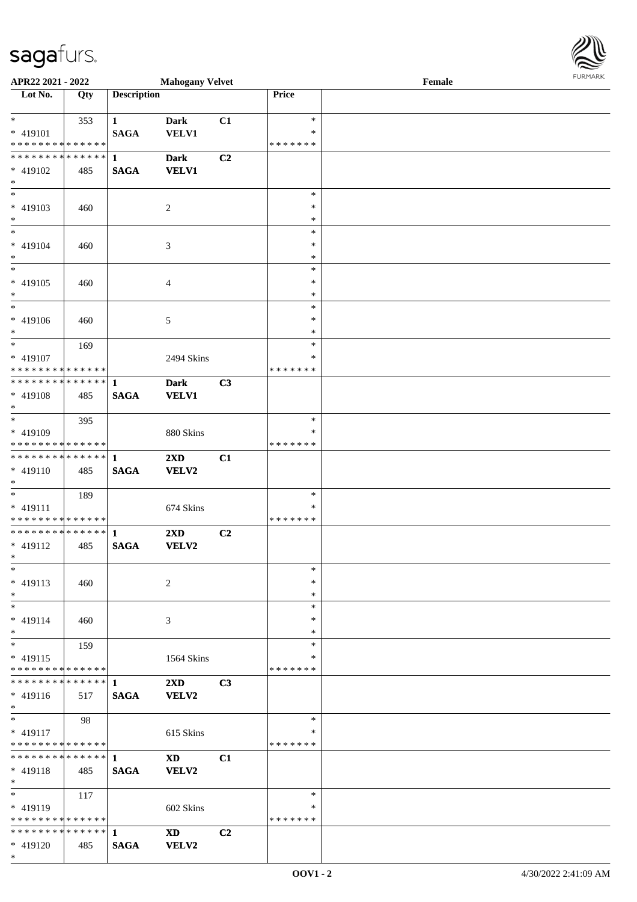APR22 2021 - 2022 | Mahogany Velvet | Female

| Lot No. | Qty | Description | | | Price | |
|---|---|---|---|---|---|---|
| * * 419101 * * * * * * * * * * * * * * | 353 | 1 SAGA | Dark VELV1 | C1 | * * * * * * * * * | |
| * * * * * * * * * * * * * * * 419102 * | 485 | 1 SAGA | Dark VELV1 | C2 | | |
| * * 419103 * | 460 | | 2 | | * * * | |
| * * 419104 * | 460 | | 3 | | * * * | |
| * * 419105 * | 460 | | 4 | | * * * | |
| * * 419106 * | 460 | | 5 | | * * * | |
| * * 419107 * * * * * * * * * * * * * * | 169 | | 2494 Skins | | * * * * * * * * * | |
| * * * * * * * * * * * * * * * 419108 * | 485 | 1 SAGA | Dark VELV1 | C3 | | |
| * * 419109 * * * * * * * * * * * * * * | 395 | | 880 Skins | | * * * * * * * * * | |
| * * * * * * * * * * * * * * * 419110 * | 485 | 1 SAGA | 2XD VELV2 | C1 | | |
| * * 419111 * * * * * * * * * * * * * * | 189 | | 674 Skins | | * * * * * * * * * | |
| * * * * * * * * * * * * * * * 419112 * | 485 | 1 SAGA | 2XD VELV2 | C2 | | |
| * * 419113 * | 460 | | 2 | | * * * | |
| * * 419114 * | 460 | | 3 | | * * * | |
| * * 419115 * * * * * * * * * * * * * * | 159 | | 1564 Skins | | * * * * * * * * * | |
| * * * * * * * * * * * * * * * 419116 * | 517 | 1 SAGA | 2XD VELV2 | C3 | | |
| * * 419117 * * * * * * * * * * * * * * | 98 | | 615 Skins | | * * * * * * * * * | |
| * * * * * * * * * * * * * * * 419118 * | 485 | 1 SAGA | XD VELV2 | C1 | | |
| * * 419119 * * * * * * * * * * * * * * | 117 | | 602 Skins | | * * * * * * * * * | |
| * * * * * * * * * * * * * * * 419120 * | 485 | 1 SAGA | XD VELV2 | C2 | | |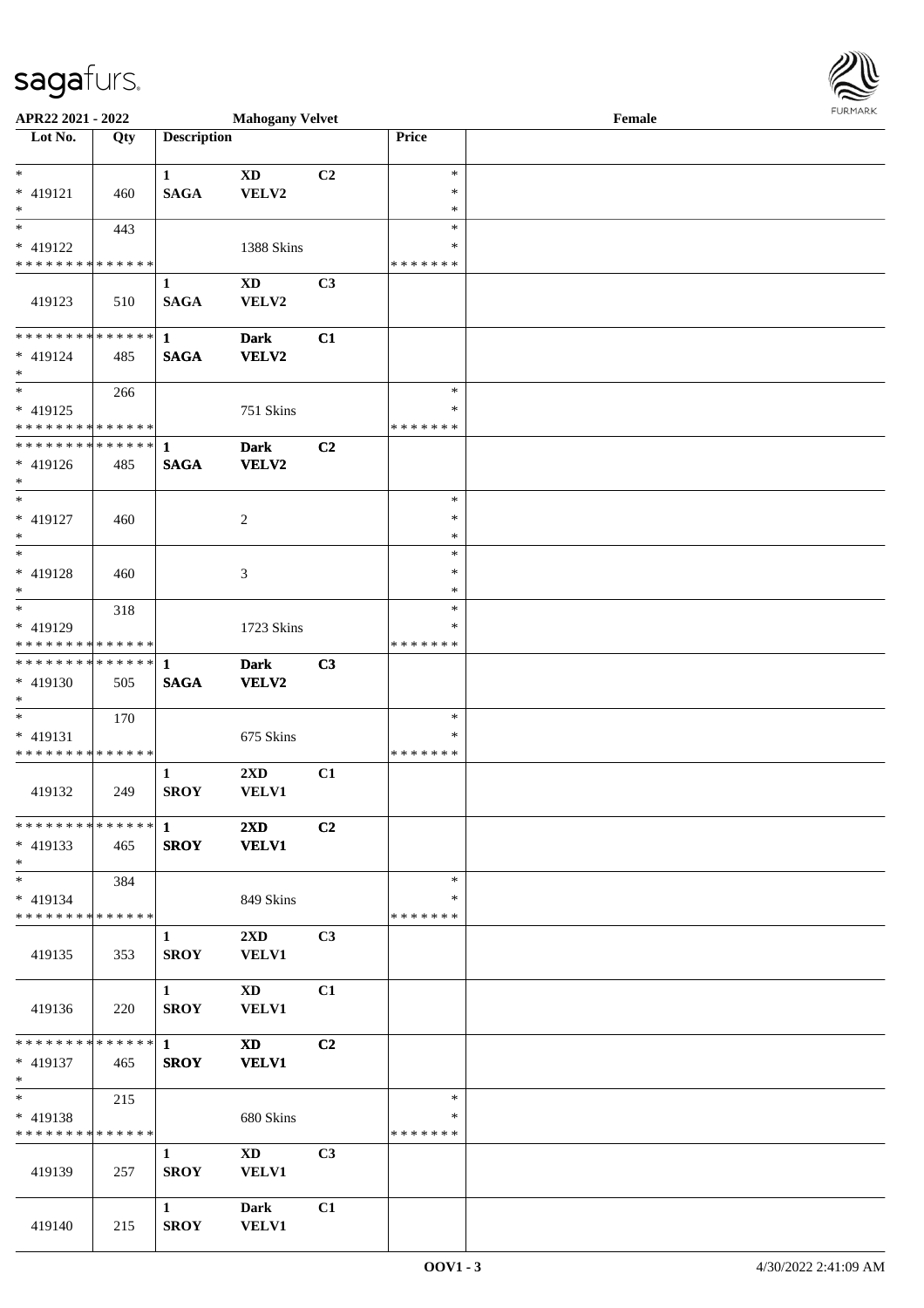APR22 2021 - 2022 | Mahogany Velvet | Female

| Lot No. | Qty | Description | | | Price | |
|---|---|---|---|---|---|---|
| * * 419121 * | 460 | 1 SAGA | XD VELV2 | C2 | * * * | |
| * * 419122 * * * * * * * * * * * * * * | 443 | | 1388 Skins | | * * * * * * * * * | |
| 419123 | 510 | 1 SAGA | XD VELV2 | C3 | | |
| * * * * * * * * * * * * * * * 419124 * | 485 | 1 SAGA | Dark VELV2 | C1 | | |
| * * 419125 * * * * * * * * * * * * * * | 266 | | 751 Skins | | * * * * * * * * * | |
| * * * * * * * * * * * * * * * 419126 * | 485 | 1 SAGA | Dark VELV2 | C2 | | |
| * * 419127 * | 460 | | 2 | | * * * | |
| * * 419128 * | 460 | | 3 | | * * * | |
| * * 419129 * * * * * * * * * * * * * * | 318 | | 1723 Skins | | * * * * * * * * * | |
| * * * * * * * * * * * * * * * 419130 * | 505 | 1 SAGA | Dark VELV2 | C3 | | |
| * * 419131 * * * * * * * * * * * * * * | 170 | | 675 Skins | | * * * * * * * * * | |
| 419132 | 249 | 1 SROY | 2XD VELV1 | C1 | | |
| * * * * * * * * * * * * * * * 419133 * | 465 | 1 SROY | 2XD VELV1 | C2 | | |
| * * 419134 * * * * * * * * * * * * * * | 384 | | 849 Skins | | * * * * * * * * * | |
| 419135 | 353 | 1 SROY | 2XD VELV1 | C3 | | |
| 419136 | 220 | 1 SROY | XD VELV1 | C1 | | |
| * * * * * * * * * * * * * * * 419137 * | 465 | 1 SROY | XD VELV1 | C2 | | |
| * * 419138 * * * * * * * * * * * * * * | 215 | | 680 Skins | | * * * * * * * * * | |
| 419139 | 257 | 1 SROY | XD VELV1 | C3 | | |
| 419140 | 215 | 1 SROY | Dark VELV1 | C1 | | |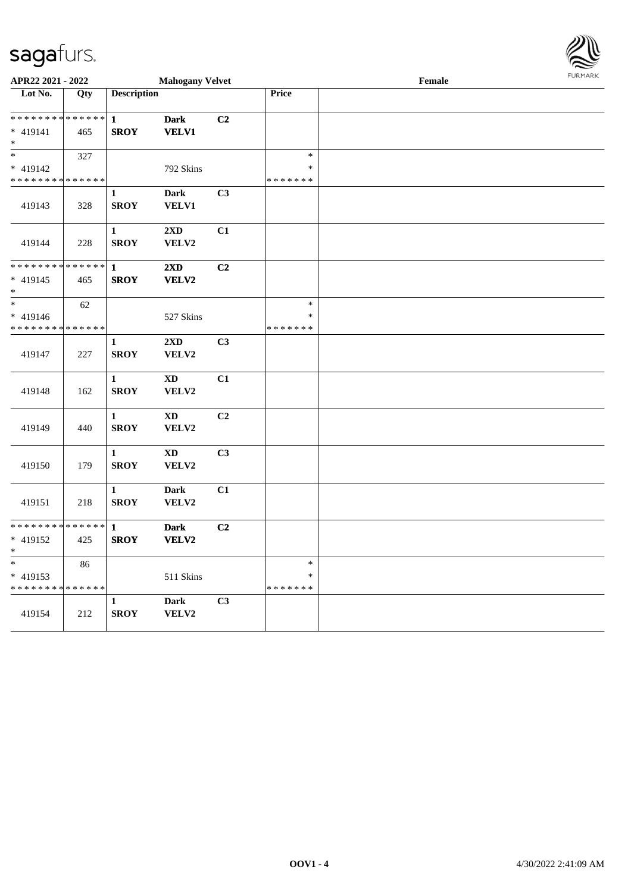APR22 2021 - 2022 | Mahogany Velvet | Female

| Lot No. | Qty | Description | | | Price | |
|---|---|---|---|---|---|---|
| * * * * * * * * * * * * * * | | 1 | Dark | C2 | | |
| * 419141 | 465 | SROY | VELV1 | | | |
| * | | | | | | |
| * | 327 | | | | * | |
| * 419142 | | | 792 Skins | | * | |
| * * * * * * * * * * * * * * | | | | | * * * * * * * | |
| 419143 | 328 | 1 SROY | Dark VELV1 | C3 | | |
| 419144 | 228 | 1 SROY | 2XD VELV2 | C1 | | |
| * * * * * * * * * * * * * * | | 1 | 2XD | C2 | | |
| * 419145 | 465 | SROY | VELV2 | | | |
| * | | | | | | |
| * | 62 | | | | * | |
| * 419146 | | | 527 Skins | | * | |
| * * * * * * * * * * * * * * | | | | | * * * * * * * | |
| 419147 | 227 | 1 SROY | 2XD VELV2 | C3 | | |
| 419148 | 162 | 1 SROY | XD VELV2 | C1 | | |
| 419149 | 440 | 1 SROY | XD VELV2 | C2 | | |
| 419150 | 179 | 1 SROY | XD VELV2 | C3 | | |
| 419151 | 218 | 1 SROY | Dark VELV2 | C1 | | |
| * * * * * * * * * * * * * * | | 1 | Dark | C2 | | |
| * 419152 | 425 | SROY | VELV2 | | | |
| * | | | | | | |
| * | 86 | | | | * | |
| * 419153 | | | 511 Skins | | * | |
| * * * * * * * * * * * * * * | | | | | * * * * * * * | |
| 419154 | 212 | 1 SROY | Dark VELV2 | C3 | | |